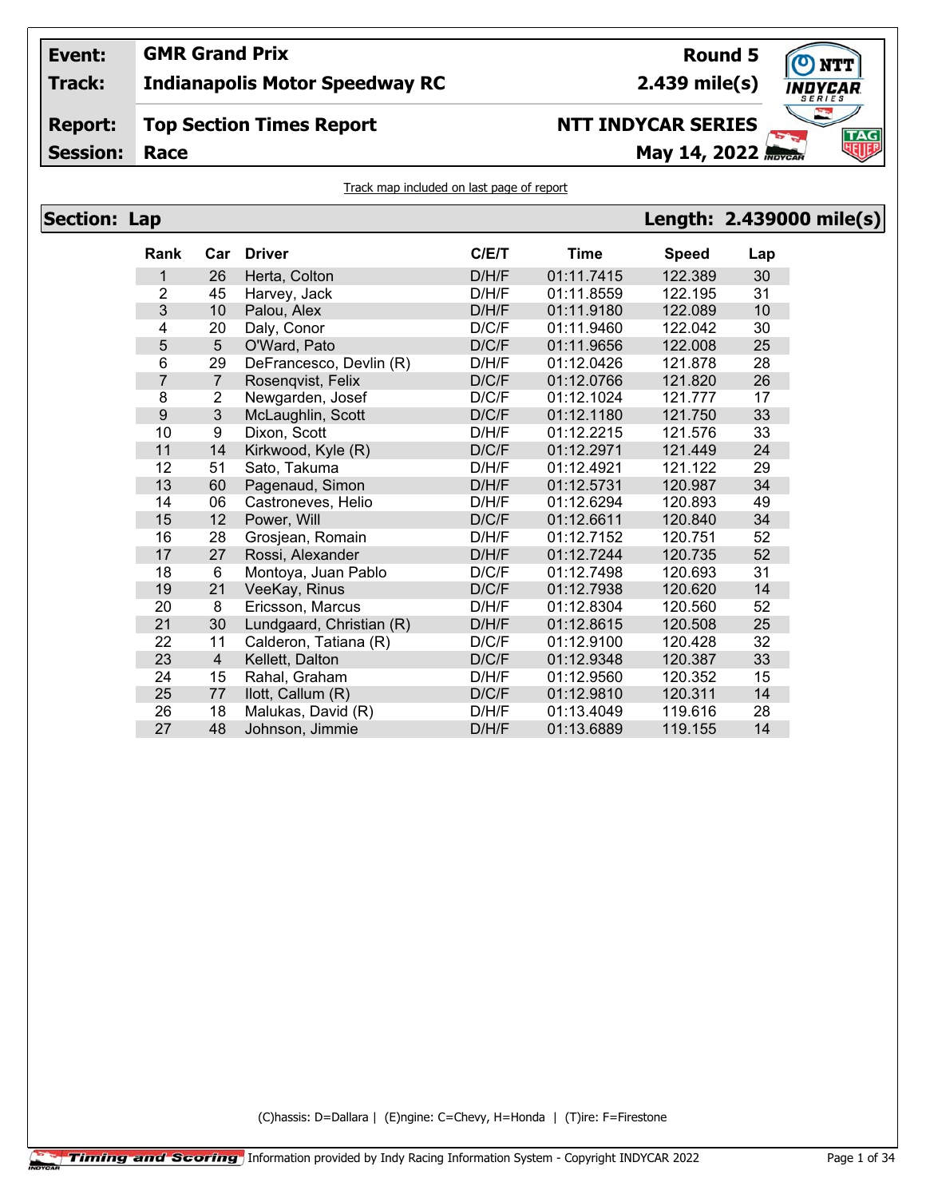| | | | |
|---|---|---|---|
| **Event:** | **GMR Grand Prix** | **Round 5** | |
| **Track:** | **Indianapolis Motor Speedway RC** | **2.439 mile(s)** | |
| **Report:** | **Top Section Times Report** | **NTT INDYCAR SERIES** | |
| **Session:** | **Race** | **May 14, 2022** | |

Track map included on last page of report

## Section: Lap — Length: 2.439000 mile(s)

| Rank | Car | Driver | C/E/T | Time | Speed | Lap |
|---|---|---|---|---|---|---|
| 1 | 26 | Herta, Colton | D/H/F | 01:11.7415 | 122.389 | 30 |
| 2 | 45 | Harvey, Jack | D/H/F | 01:11.8559 | 122.195 | 31 |
| 3 | 10 | Palou, Alex | D/H/F | 01:11.9180 | 122.089 | 10 |
| 4 | 20 | Daly, Conor | D/C/F | 01:11.9460 | 122.042 | 30 |
| 5 | 5 | O'Ward, Pato | D/C/F | 01:11.9656 | 122.008 | 25 |
| 6 | 29 | DeFrancesco, Devlin (R) | D/H/F | 01:12.0426 | 121.878 | 28 |
| 7 | 7 | Rosenqvist, Felix | D/C/F | 01:12.0766 | 121.820 | 26 |
| 8 | 2 | Newgarden, Josef | D/C/F | 01:12.1024 | 121.777 | 17 |
| 9 | 3 | McLaughlin, Scott | D/C/F | 01:12.1180 | 121.750 | 33 |
| 10 | 9 | Dixon, Scott | D/H/F | 01:12.2215 | 121.576 | 33 |
| 11 | 14 | Kirkwood, Kyle (R) | D/C/F | 01:12.2971 | 121.449 | 24 |
| 12 | 51 | Sato, Takuma | D/H/F | 01:12.4921 | 121.122 | 29 |
| 13 | 60 | Pagenaud, Simon | D/H/F | 01:12.5731 | 120.987 | 34 |
| 14 | 06 | Castroneves, Helio | D/H/F | 01:12.6294 | 120.893 | 49 |
| 15 | 12 | Power, Will | D/C/F | 01:12.6611 | 120.840 | 34 |
| 16 | 28 | Grosjean, Romain | D/H/F | 01:12.7152 | 120.751 | 52 |
| 17 | 27 | Rossi, Alexander | D/H/F | 01:12.7244 | 120.735 | 52 |
| 18 | 6 | Montoya, Juan Pablo | D/C/F | 01:12.7498 | 120.693 | 31 |
| 19 | 21 | VeeKay, Rinus | D/C/F | 01:12.7938 | 120.620 | 14 |
| 20 | 8 | Ericsson, Marcus | D/H/F | 01:12.8304 | 120.560 | 52 |
| 21 | 30 | Lundgaard, Christian (R) | D/H/F | 01:12.8615 | 120.508 | 25 |
| 22 | 11 | Calderon, Tatiana (R) | D/C/F | 01:12.9100 | 120.428 | 32 |
| 23 | 4 | Kellett, Dalton | D/C/F | 01:12.9348 | 120.387 | 33 |
| 24 | 15 | Rahal, Graham | D/H/F | 01:12.9560 | 120.352 | 15 |
| 25 | 77 | Ilott, Callum (R) | D/C/F | 01:12.9810 | 120.311 | 14 |
| 26 | 18 | Malukas, David (R) | D/H/F | 01:13.4049 | 119.616 | 28 |
| 27 | 48 | Johnson, Jimmie | D/H/F | 01:13.6889 | 119.155 | 14 |

(C)hassis: D=Dallara | (E)ngine: C=Chevy, H=Honda | (T)ire: F=Firestone

Timing and Scoring Information provided by Indy Racing Information System - Copyright INDYCAR 2022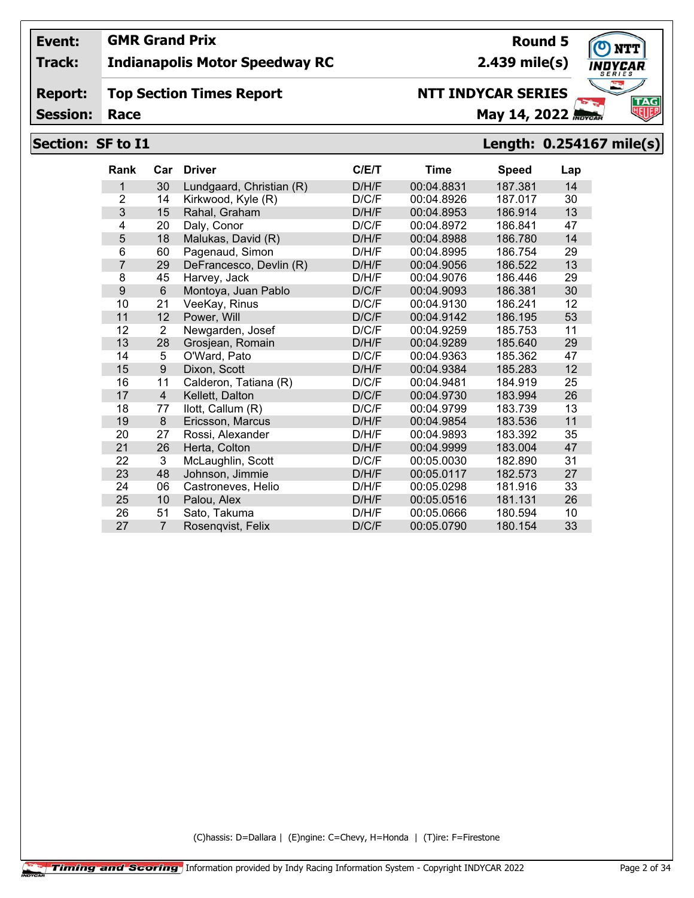**Event:** GMR Grand Prix **Round 5**

**Track:** Indianapolis Motor Speedway RC **2.439 mile(s)**

**Report:** Top Section Times Report **NTT INDYCAR SERIES**

**Session:** Race **May 14, 2022**

## Section: SF to I1 — Length: 0.254167 mile(s)

| Rank | Car | Driver | C/E/T | Time | Speed | Lap |
|---|---|---|---|---|---|---|
| 1 | 30 | Lundgaard, Christian (R) | D/H/F | 00:04.8831 | 187.381 | 14 |
| 2 | 14 | Kirkwood, Kyle (R) | D/C/F | 00:04.8926 | 187.017 | 30 |
| 3 | 15 | Rahal, Graham | D/H/F | 00:04.8953 | 186.914 | 13 |
| 4 | 20 | Daly, Conor | D/C/F | 00:04.8972 | 186.841 | 47 |
| 5 | 18 | Malukas, David (R) | D/H/F | 00:04.8988 | 186.780 | 14 |
| 6 | 60 | Pagenaud, Simon | D/H/F | 00:04.8995 | 186.754 | 29 |
| 7 | 29 | DeFrancesco, Devlin (R) | D/H/F | 00:04.9056 | 186.522 | 13 |
| 8 | 45 | Harvey, Jack | D/H/F | 00:04.9076 | 186.446 | 29 |
| 9 | 6 | Montoya, Juan Pablo | D/C/F | 00:04.9093 | 186.381 | 30 |
| 10 | 21 | VeeKay, Rinus | D/C/F | 00:04.9130 | 186.241 | 12 |
| 11 | 12 | Power, Will | D/C/F | 00:04.9142 | 186.195 | 53 |
| 12 | 2 | Newgarden, Josef | D/C/F | 00:04.9259 | 185.753 | 11 |
| 13 | 28 | Grosjean, Romain | D/H/F | 00:04.9289 | 185.640 | 29 |
| 14 | 5 | O'Ward, Pato | D/C/F | 00:04.9363 | 185.362 | 47 |
| 15 | 9 | Dixon, Scott | D/H/F | 00:04.9384 | 185.283 | 12 |
| 16 | 11 | Calderon, Tatiana (R) | D/C/F | 00:04.9481 | 184.919 | 25 |
| 17 | 4 | Kellett, Dalton | D/C/F | 00:04.9730 | 183.994 | 26 |
| 18 | 77 | Ilott, Callum (R) | D/C/F | 00:04.9799 | 183.739 | 13 |
| 19 | 8 | Ericsson, Marcus | D/H/F | 00:04.9854 | 183.536 | 11 |
| 20 | 27 | Rossi, Alexander | D/H/F | 00:04.9893 | 183.392 | 35 |
| 21 | 26 | Herta, Colton | D/H/F | 00:04.9999 | 183.004 | 47 |
| 22 | 3 | McLaughlin, Scott | D/C/F | 00:05.0030 | 182.890 | 31 |
| 23 | 48 | Johnson, Jimmie | D/H/F | 00:05.0117 | 182.573 | 27 |
| 24 | 06 | Castroneves, Helio | D/H/F | 00:05.0298 | 181.916 | 33 |
| 25 | 10 | Palou, Alex | D/H/F | 00:05.0516 | 181.131 | 26 |
| 26 | 51 | Sato, Takuma | D/H/F | 00:05.0666 | 180.594 | 10 |
| 27 | 7 | Rosenqvist, Felix | D/C/F | 00:05.0790 | 180.154 | 33 |

(C)hassis: D=Dallara | (E)ngine: C=Chevy, H=Honda | (T)ire: F=Firestone

Timing and Scoring — Information provided by Indy Racing Information System - Copyright INDYCAR 2022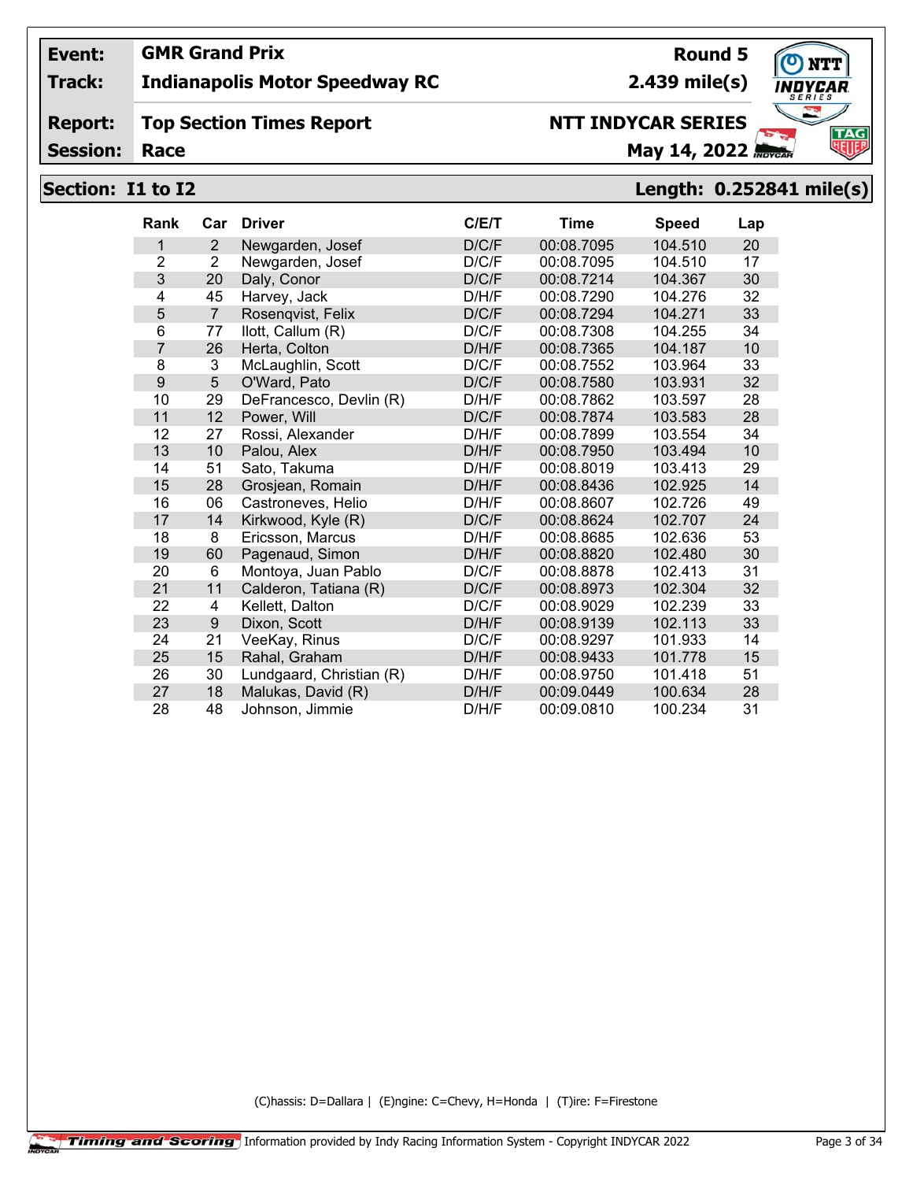**Event:** GMR Grand Prix | **Round 5**

**Track:** Indianapolis Motor Speedway RC | **2.439 mile(s)**

**Report:** Top Section Times Report | **NTT INDYCAR SERIES**

**Session:** Race | **May 14, 2022**

## Section: I1 to I2 — Length: 0.252841 mile(s)

| Rank | Car | Driver | C/E/T | Time | Speed | Lap |
|---|---|---|---|---|---|---|
| 1 | 2 | Newgarden, Josef | D/C/F | 00:08.7095 | 104.510 | 20 |
| 2 | 2 | Newgarden, Josef | D/C/F | 00:08.7095 | 104.510 | 17 |
| 3 | 20 | Daly, Conor | D/C/F | 00:08.7214 | 104.367 | 30 |
| 4 | 45 | Harvey, Jack | D/H/F | 00:08.7290 | 104.276 | 32 |
| 5 | 7 | Rosenqvist, Felix | D/C/F | 00:08.7294 | 104.271 | 33 |
| 6 | 77 | Ilott, Callum (R) | D/C/F | 00:08.7308 | 104.255 | 34 |
| 7 | 26 | Herta, Colton | D/H/F | 00:08.7365 | 104.187 | 10 |
| 8 | 3 | McLaughlin, Scott | D/C/F | 00:08.7552 | 103.964 | 33 |
| 9 | 5 | O'Ward, Pato | D/C/F | 00:08.7580 | 103.931 | 32 |
| 10 | 29 | DeFrancesco, Devlin (R) | D/H/F | 00:08.7862 | 103.597 | 28 |
| 11 | 12 | Power, Will | D/C/F | 00:08.7874 | 103.583 | 28 |
| 12 | 27 | Rossi, Alexander | D/H/F | 00:08.7899 | 103.554 | 34 |
| 13 | 10 | Palou, Alex | D/H/F | 00:08.7950 | 103.494 | 10 |
| 14 | 51 | Sato, Takuma | D/H/F | 00:08.8019 | 103.413 | 29 |
| 15 | 28 | Grosjean, Romain | D/H/F | 00:08.8436 | 102.925 | 14 |
| 16 | 06 | Castroneves, Helio | D/H/F | 00:08.8607 | 102.726 | 49 |
| 17 | 14 | Kirkwood, Kyle (R) | D/C/F | 00:08.8624 | 102.707 | 24 |
| 18 | 8 | Ericsson, Marcus | D/H/F | 00:08.8685 | 102.636 | 53 |
| 19 | 60 | Pagenaud, Simon | D/H/F | 00:08.8820 | 102.480 | 30 |
| 20 | 6 | Montoya, Juan Pablo | D/C/F | 00:08.8878 | 102.413 | 31 |
| 21 | 11 | Calderon, Tatiana (R) | D/C/F | 00:08.8973 | 102.304 | 32 |
| 22 | 4 | Kellett, Dalton | D/C/F | 00:08.9029 | 102.239 | 33 |
| 23 | 9 | Dixon, Scott | D/H/F | 00:08.9139 | 102.113 | 33 |
| 24 | 21 | VeeKay, Rinus | D/C/F | 00:08.9297 | 101.933 | 14 |
| 25 | 15 | Rahal, Graham | D/H/F | 00:08.9433 | 101.778 | 15 |
| 26 | 30 | Lundgaard, Christian (R) | D/H/F | 00:08.9750 | 101.418 | 51 |
| 27 | 18 | Malukas, David (R) | D/H/F | 00:09.0449 | 100.634 | 28 |
| 28 | 48 | Johnson, Jimmie | D/H/F | 00:09.0810 | 100.234 | 31 |

(C)hassis: D=Dallara | (E)ngine: C=Chevy, H=Honda | (T)ire: F=Firestone

Timing and Scoring — Information provided by Indy Racing Information System - Copyright INDYCAR 2022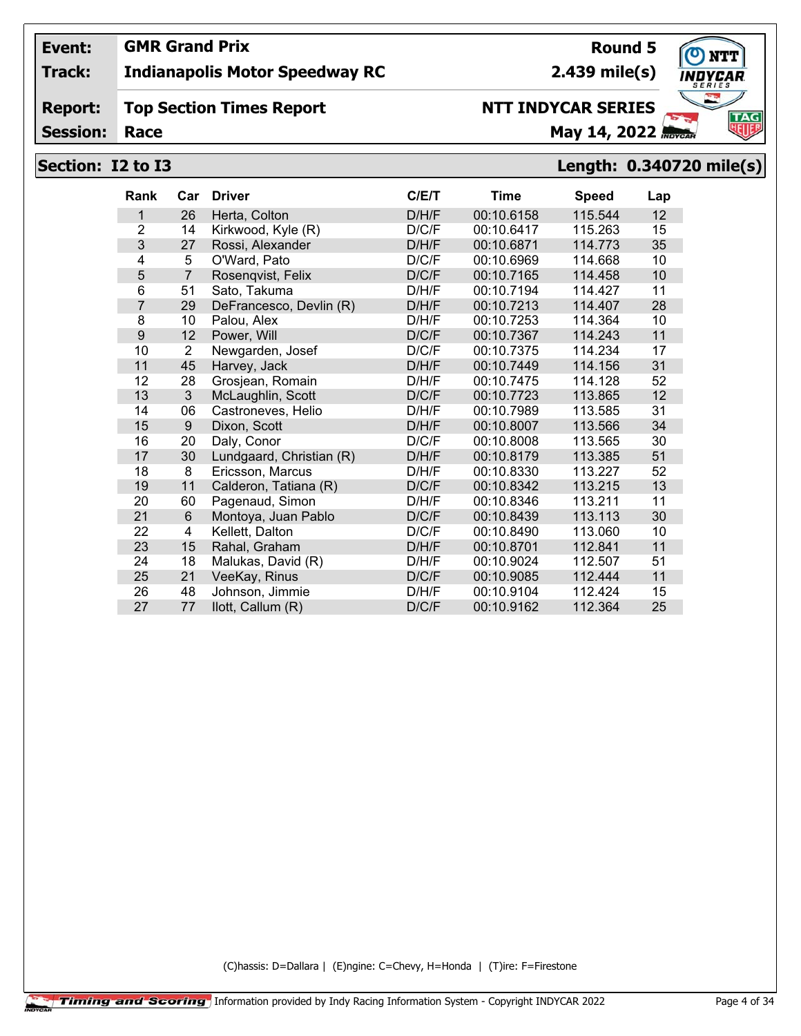**Event:** GMR Grand Prix **Round 5**

**Track:** Indianapolis Motor Speedway RC **2.439 mile(s)**

**Report:** Top Section Times Report **NTT INDYCAR SERIES**

**Session:** Race **May 14, 2022**

## Section: I2 to I3 Length: 0.340720 mile(s)

| Rank | Car | Driver | C/E/T | Time | Speed | Lap |
|---|---|---|---|---|---|---|
| 1 | 26 | Herta, Colton | D/H/F | 00:10.6158 | 115.544 | 12 |
| 2 | 14 | Kirkwood, Kyle (R) | D/C/F | 00:10.6417 | 115.263 | 15 |
| 3 | 27 | Rossi, Alexander | D/H/F | 00:10.6871 | 114.773 | 35 |
| 4 | 5 | O'Ward, Pato | D/C/F | 00:10.6969 | 114.668 | 10 |
| 5 | 7 | Rosenqvist, Felix | D/C/F | 00:10.7165 | 114.458 | 10 |
| 6 | 51 | Sato, Takuma | D/H/F | 00:10.7194 | 114.427 | 11 |
| 7 | 29 | DeFrancesco, Devlin (R) | D/H/F | 00:10.7213 | 114.407 | 28 |
| 8 | 10 | Palou, Alex | D/H/F | 00:10.7253 | 114.364 | 10 |
| 9 | 12 | Power, Will | D/C/F | 00:10.7367 | 114.243 | 11 |
| 10 | 2 | Newgarden, Josef | D/C/F | 00:10.7375 | 114.234 | 17 |
| 11 | 45 | Harvey, Jack | D/H/F | 00:10.7449 | 114.156 | 31 |
| 12 | 28 | Grosjean, Romain | D/H/F | 00:10.7475 | 114.128 | 52 |
| 13 | 3 | McLaughlin, Scott | D/C/F | 00:10.7723 | 113.865 | 12 |
| 14 | 06 | Castroneves, Helio | D/H/F | 00:10.7989 | 113.585 | 31 |
| 15 | 9 | Dixon, Scott | D/H/F | 00:10.8007 | 113.566 | 34 |
| 16 | 20 | Daly, Conor | D/C/F | 00:10.8008 | 113.565 | 30 |
| 17 | 30 | Lundgaard, Christian (R) | D/H/F | 00:10.8179 | 113.385 | 51 |
| 18 | 8 | Ericsson, Marcus | D/H/F | 00:10.8330 | 113.227 | 52 |
| 19 | 11 | Calderon, Tatiana (R) | D/C/F | 00:10.8342 | 113.215 | 13 |
| 20 | 60 | Pagenaud, Simon | D/H/F | 00:10.8346 | 113.211 | 11 |
| 21 | 6 | Montoya, Juan Pablo | D/C/F | 00:10.8439 | 113.113 | 30 |
| 22 | 4 | Kellett, Dalton | D/C/F | 00:10.8490 | 113.060 | 10 |
| 23 | 15 | Rahal, Graham | D/H/F | 00:10.8701 | 112.841 | 11 |
| 24 | 18 | Malukas, David (R) | D/H/F | 00:10.9024 | 112.507 | 51 |
| 25 | 21 | VeeKay, Rinus | D/C/F | 00:10.9085 | 112.444 | 11 |
| 26 | 48 | Johnson, Jimmie | D/H/F | 00:10.9104 | 112.424 | 15 |
| 27 | 77 | Ilott, Callum (R) | D/C/F | 00:10.9162 | 112.364 | 25 |

(C)hassis: D=Dallara | (E)ngine: C=Chevy, H=Honda | (T)ire: F=Firestone

Timing and Scoring Information provided by Indy Racing Information System - Copyright INDYCAR 2022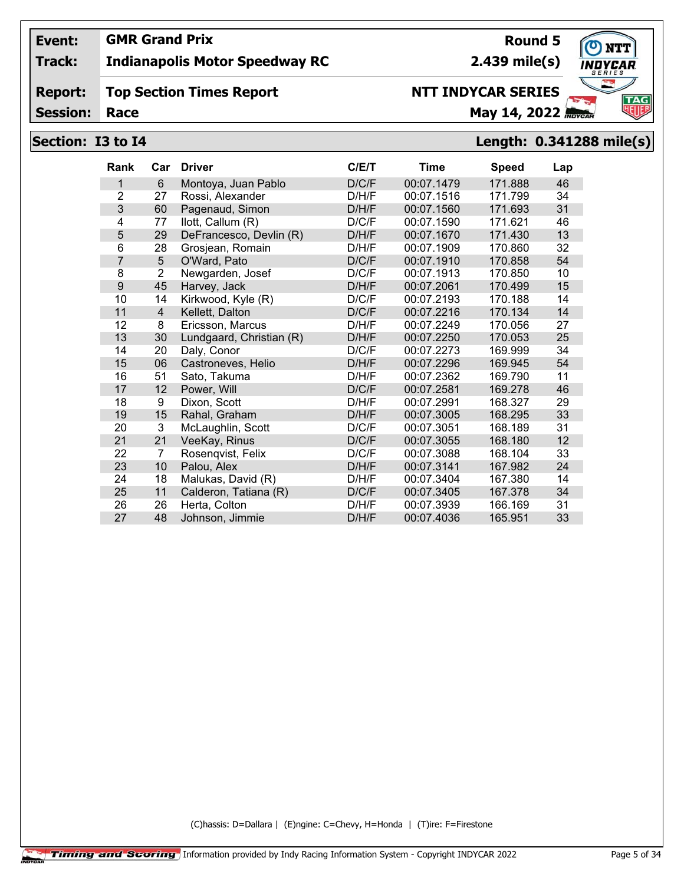**Event:** GMR Grand Prix — Round 5

**Track:** Indianapolis Motor Speedway RC — 2.439 mile(s)

**Report:** Top Section Times Report — NTT INDYCAR SERIES

**Session:** Race — May 14, 2022

## Section: I3 to I4 — Length: 0.341288 mile(s)

| Rank | Car | Driver | C/E/T | Time | Speed | Lap |
|---|---|---|---|---|---|---|
| 1 | 6 | Montoya, Juan Pablo | D/C/F | 00:07.1479 | 171.888 | 46 |
| 2 | 27 | Rossi, Alexander | D/H/F | 00:07.1516 | 171.799 | 34 |
| 3 | 60 | Pagenaud, Simon | D/H/F | 00:07.1560 | 171.693 | 31 |
| 4 | 77 | Ilott, Callum (R) | D/C/F | 00:07.1590 | 171.621 | 46 |
| 5 | 29 | DeFrancesco, Devlin (R) | D/H/F | 00:07.1670 | 171.430 | 13 |
| 6 | 28 | Grosjean, Romain | D/H/F | 00:07.1909 | 170.860 | 32 |
| 7 | 5 | O'Ward, Pato | D/C/F | 00:07.1910 | 170.858 | 54 |
| 8 | 2 | Newgarden, Josef | D/C/F | 00:07.1913 | 170.850 | 10 |
| 9 | 45 | Harvey, Jack | D/H/F | 00:07.2061 | 170.499 | 15 |
| 10 | 14 | Kirkwood, Kyle (R) | D/C/F | 00:07.2193 | 170.188 | 14 |
| 11 | 4 | Kellett, Dalton | D/C/F | 00:07.2216 | 170.134 | 14 |
| 12 | 8 | Ericsson, Marcus | D/H/F | 00:07.2249 | 170.056 | 27 |
| 13 | 30 | Lundgaard, Christian (R) | D/H/F | 00:07.2250 | 170.053 | 25 |
| 14 | 20 | Daly, Conor | D/C/F | 00:07.2273 | 169.999 | 34 |
| 15 | 06 | Castroneves, Helio | D/H/F | 00:07.2296 | 169.945 | 54 |
| 16 | 51 | Sato, Takuma | D/H/F | 00:07.2362 | 169.790 | 11 |
| 17 | 12 | Power, Will | D/C/F | 00:07.2581 | 169.278 | 46 |
| 18 | 9 | Dixon, Scott | D/H/F | 00:07.2991 | 168.327 | 29 |
| 19 | 15 | Rahal, Graham | D/H/F | 00:07.3005 | 168.295 | 33 |
| 20 | 3 | McLaughlin, Scott | D/C/F | 00:07.3051 | 168.189 | 31 |
| 21 | 21 | VeeKay, Rinus | D/C/F | 00:07.3055 | 168.180 | 12 |
| 22 | 7 | Rosenqvist, Felix | D/C/F | 00:07.3088 | 168.104 | 33 |
| 23 | 10 | Palou, Alex | D/H/F | 00:07.3141 | 167.982 | 24 |
| 24 | 18 | Malukas, David (R) | D/H/F | 00:07.3404 | 167.380 | 14 |
| 25 | 11 | Calderon, Tatiana (R) | D/C/F | 00:07.3405 | 167.378 | 34 |
| 26 | 26 | Herta, Colton | D/H/F | 00:07.3939 | 166.169 | 31 |
| 27 | 48 | Johnson, Jimmie | D/H/F | 00:07.4036 | 165.951 | 33 |

(C)hassis: D=Dallara | (E)ngine: C=Chevy, H=Honda | (T)ire: F=Firestone

Timing and Scoring — Information provided by Indy Racing Information System - Copyright INDYCAR 2022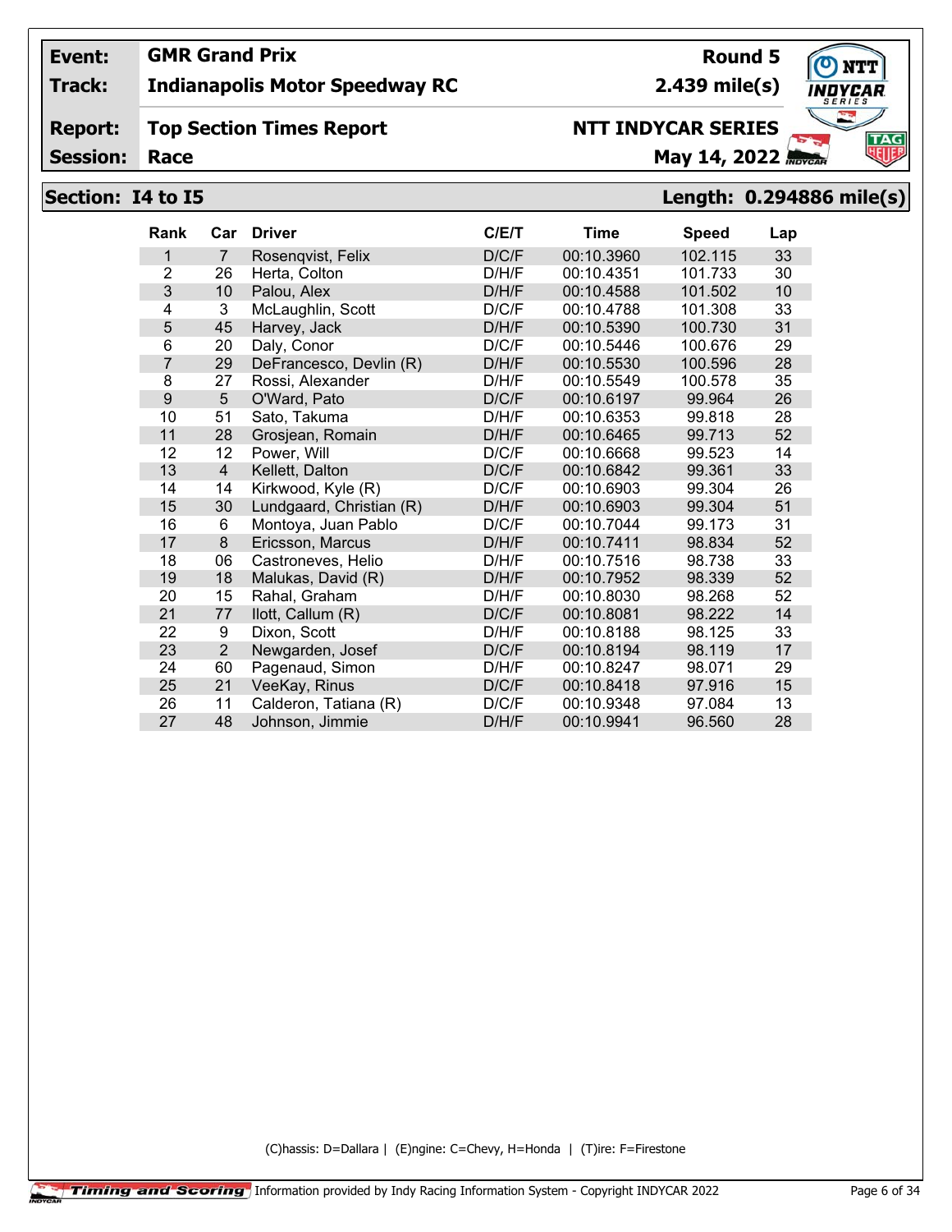**Event:** GMR Grand Prix
**Track:** Indianapolis Motor Speedway RC
**Report:** Top Section Times Report
**Session:** Race

**Round 5**
**2.439 mile(s)**
**NTT INDYCAR SERIES**
**May 14, 2022**

## Section: I4 to I5 — Length: 0.294886 mile(s)

| Rank | Car | Driver | C/E/T | Time | Speed | Lap |
|---|---|---|---|---|---|---|
| 1 | 7 | Rosenqvist, Felix | D/C/F | 00:10.3960 | 102.115 | 33 |
| 2 | 26 | Herta, Colton | D/H/F | 00:10.4351 | 101.733 | 30 |
| 3 | 10 | Palou, Alex | D/H/F | 00:10.4588 | 101.502 | 10 |
| 4 | 3 | McLaughlin, Scott | D/C/F | 00:10.4788 | 101.308 | 33 |
| 5 | 45 | Harvey, Jack | D/H/F | 00:10.5390 | 100.730 | 31 |
| 6 | 20 | Daly, Conor | D/C/F | 00:10.5446 | 100.676 | 29 |
| 7 | 29 | DeFrancesco, Devlin (R) | D/H/F | 00:10.5530 | 100.596 | 28 |
| 8 | 27 | Rossi, Alexander | D/H/F | 00:10.5549 | 100.578 | 35 |
| 9 | 5 | O'Ward, Pato | D/C/F | 00:10.6197 | 99.964 | 26 |
| 10 | 51 | Sato, Takuma | D/H/F | 00:10.6353 | 99.818 | 28 |
| 11 | 28 | Grosjean, Romain | D/H/F | 00:10.6465 | 99.713 | 52 |
| 12 | 12 | Power, Will | D/C/F | 00:10.6668 | 99.523 | 14 |
| 13 | 4 | Kellett, Dalton | D/C/F | 00:10.6842 | 99.361 | 33 |
| 14 | 14 | Kirkwood, Kyle (R) | D/C/F | 00:10.6903 | 99.304 | 26 |
| 15 | 30 | Lundgaard, Christian (R) | D/H/F | 00:10.6903 | 99.304 | 51 |
| 16 | 6 | Montoya, Juan Pablo | D/C/F | 00:10.7044 | 99.173 | 31 |
| 17 | 8 | Ericsson, Marcus | D/H/F | 00:10.7411 | 98.834 | 52 |
| 18 | 06 | Castroneves, Helio | D/H/F | 00:10.7516 | 98.738 | 33 |
| 19 | 18 | Malukas, David (R) | D/H/F | 00:10.7952 | 98.339 | 52 |
| 20 | 15 | Rahal, Graham | D/H/F | 00:10.8030 | 98.268 | 52 |
| 21 | 77 | Ilott, Callum (R) | D/C/F | 00:10.8081 | 98.222 | 14 |
| 22 | 9 | Dixon, Scott | D/H/F | 00:10.8188 | 98.125 | 33 |
| 23 | 2 | Newgarden, Josef | D/C/F | 00:10.8194 | 98.119 | 17 |
| 24 | 60 | Pagenaud, Simon | D/H/F | 00:10.8247 | 98.071 | 29 |
| 25 | 21 | VeeKay, Rinus | D/C/F | 00:10.8418 | 97.916 | 15 |
| 26 | 11 | Calderon, Tatiana (R) | D/C/F | 00:10.9348 | 97.084 | 13 |
| 27 | 48 | Johnson, Jimmie | D/H/F | 00:10.9941 | 96.560 | 28 |

(C)hassis: D=Dallara | (E)ngine: C=Chevy, H=Honda | (T)ire: F=Firestone

Timing and Scoring Information provided by Indy Racing Information System - Copyright INDYCAR 2022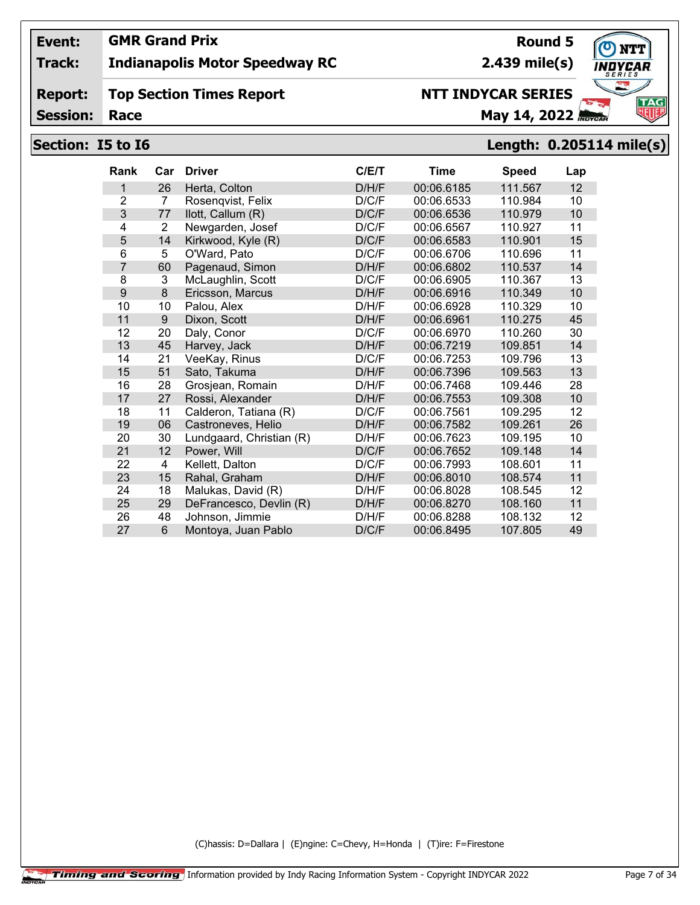**Event:** GMR Grand Prix — Round 5

**Track:** Indianapolis Motor Speedway RC — 2.439 mile(s)

**Report:** Top Section Times Report — NTT INDYCAR SERIES

**Session:** Race — May 14, 2022

## Section: I5 to I6 — Length: 0.205114 mile(s)

| Rank | Car | Driver | C/E/T | Time | Speed | Lap |
|---|---|---|---|---|---|---|
| 1 | 26 | Herta, Colton | D/H/F | 00:06.6185 | 111.567 | 12 |
| 2 | 7 | Rosenqvist, Felix | D/C/F | 00:06.6533 | 110.984 | 10 |
| 3 | 77 | Ilott, Callum (R) | D/C/F | 00:06.6536 | 110.979 | 10 |
| 4 | 2 | Newgarden, Josef | D/C/F | 00:06.6567 | 110.927 | 11 |
| 5 | 14 | Kirkwood, Kyle (R) | D/C/F | 00:06.6583 | 110.901 | 15 |
| 6 | 5 | O'Ward, Pato | D/C/F | 00:06.6706 | 110.696 | 11 |
| 7 | 60 | Pagenaud, Simon | D/H/F | 00:06.6802 | 110.537 | 14 |
| 8 | 3 | McLaughlin, Scott | D/C/F | 00:06.6905 | 110.367 | 13 |
| 9 | 8 | Ericsson, Marcus | D/H/F | 00:06.6916 | 110.349 | 10 |
| 10 | 10 | Palou, Alex | D/H/F | 00:06.6928 | 110.329 | 10 |
| 11 | 9 | Dixon, Scott | D/H/F | 00:06.6961 | 110.275 | 45 |
| 12 | 20 | Daly, Conor | D/C/F | 00:06.6970 | 110.260 | 30 |
| 13 | 45 | Harvey, Jack | D/H/F | 00:06.7219 | 109.851 | 14 |
| 14 | 21 | VeeKay, Rinus | D/C/F | 00:06.7253 | 109.796 | 13 |
| 15 | 51 | Sato, Takuma | D/H/F | 00:06.7396 | 109.563 | 13 |
| 16 | 28 | Grosjean, Romain | D/H/F | 00:06.7468 | 109.446 | 28 |
| 17 | 27 | Rossi, Alexander | D/H/F | 00:06.7553 | 109.308 | 10 |
| 18 | 11 | Calderon, Tatiana (R) | D/C/F | 00:06.7561 | 109.295 | 12 |
| 19 | 06 | Castroneves, Helio | D/H/F | 00:06.7582 | 109.261 | 26 |
| 20 | 30 | Lundgaard, Christian (R) | D/H/F | 00:06.7623 | 109.195 | 10 |
| 21 | 12 | Power, Will | D/C/F | 00:06.7652 | 109.148 | 14 |
| 22 | 4 | Kellett, Dalton | D/C/F | 00:06.7993 | 108.601 | 11 |
| 23 | 15 | Rahal, Graham | D/H/F | 00:06.8010 | 108.574 | 11 |
| 24 | 18 | Malukas, David (R) | D/H/F | 00:06.8028 | 108.545 | 12 |
| 25 | 29 | DeFrancesco, Devlin (R) | D/H/F | 00:06.8270 | 108.160 | 11 |
| 26 | 48 | Johnson, Jimmie | D/H/F | 00:06.8288 | 108.132 | 12 |
| 27 | 6 | Montoya, Juan Pablo | D/C/F | 00:06.8495 | 107.805 | 49 |

(C)hassis: D=Dallara | (E)ngine: C=Chevy, H=Honda | (T)ire: F=Firestone

Timing and Scoring Information provided by Indy Racing Information System - Copyright INDYCAR 2022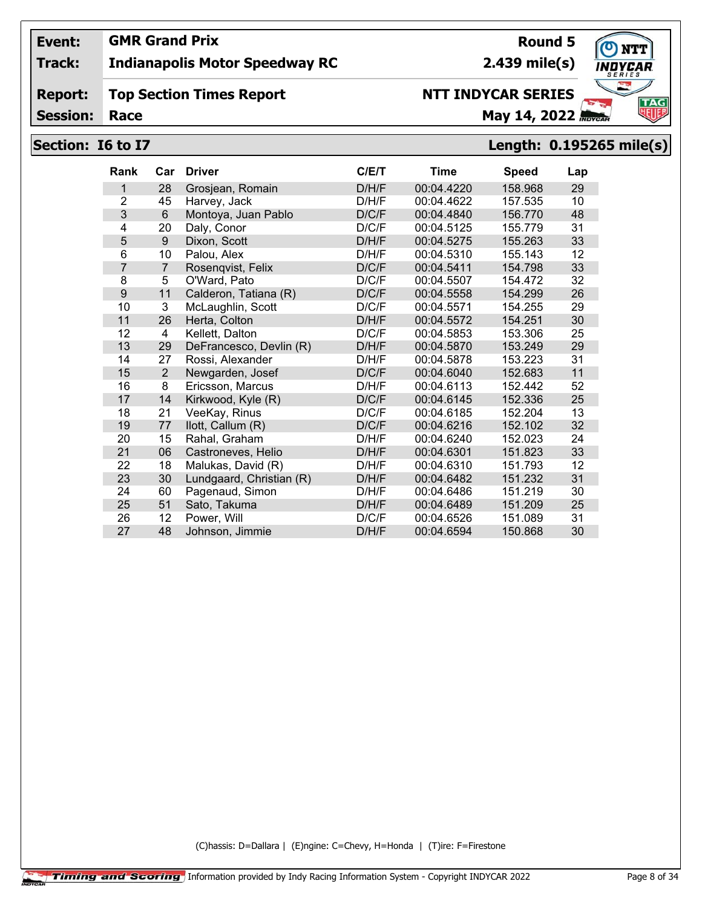| | | | |
|---|---|---|---|
| **Event:** | **GMR Grand Prix** | | **Round 5** |
| **Track:** | **Indianapolis Motor Speedway RC** | | **2.439 mile(s)** |
| **Report:** | **Top Section Times Report** | | **NTT INDYCAR SERIES** |
| **Session:** | **Race** | | **May 14, 2022** |

## Section: I6 to I7 — Length: 0.195265 mile(s)

| Rank | Car | Driver | C/E/T | Time | Speed | Lap |
|---|---|---|---|---|---|---|
| 1 | 28 | Grosjean, Romain | D/H/F | 00:04.4220 | 158.968 | 29 |
| 2 | 45 | Harvey, Jack | D/H/F | 00:04.4622 | 157.535 | 10 |
| 3 | 6 | Montoya, Juan Pablo | D/C/F | 00:04.4840 | 156.770 | 48 |
| 4 | 20 | Daly, Conor | D/C/F | 00:04.5125 | 155.779 | 31 |
| 5 | 9 | Dixon, Scott | D/H/F | 00:04.5275 | 155.263 | 33 |
| 6 | 10 | Palou, Alex | D/H/F | 00:04.5310 | 155.143 | 12 |
| 7 | 7 | Rosenqvist, Felix | D/C/F | 00:04.5411 | 154.798 | 33 |
| 8 | 5 | O'Ward, Pato | D/C/F | 00:04.5507 | 154.472 | 32 |
| 9 | 11 | Calderon, Tatiana (R) | D/C/F | 00:04.5558 | 154.299 | 26 |
| 10 | 3 | McLaughlin, Scott | D/C/F | 00:04.5571 | 154.255 | 29 |
| 11 | 26 | Herta, Colton | D/H/F | 00:04.5572 | 154.251 | 30 |
| 12 | 4 | Kellett, Dalton | D/C/F | 00:04.5853 | 153.306 | 25 |
| 13 | 29 | DeFrancesco, Devlin (R) | D/H/F | 00:04.5870 | 153.249 | 29 |
| 14 | 27 | Rossi, Alexander | D/H/F | 00:04.5878 | 153.223 | 31 |
| 15 | 2 | Newgarden, Josef | D/C/F | 00:04.6040 | 152.683 | 11 |
| 16 | 8 | Ericsson, Marcus | D/H/F | 00:04.6113 | 152.442 | 52 |
| 17 | 14 | Kirkwood, Kyle (R) | D/C/F | 00:04.6145 | 152.336 | 25 |
| 18 | 21 | VeeKay, Rinus | D/C/F | 00:04.6185 | 152.204 | 13 |
| 19 | 77 | Ilott, Callum (R) | D/C/F | 00:04.6216 | 152.102 | 32 |
| 20 | 15 | Rahal, Graham | D/H/F | 00:04.6240 | 152.023 | 24 |
| 21 | 06 | Castroneves, Helio | D/H/F | 00:04.6301 | 151.823 | 33 |
| 22 | 18 | Malukas, David (R) | D/H/F | 00:04.6310 | 151.793 | 12 |
| 23 | 30 | Lundgaard, Christian (R) | D/H/F | 00:04.6482 | 151.232 | 31 |
| 24 | 60 | Pagenaud, Simon | D/H/F | 00:04.6486 | 151.219 | 30 |
| 25 | 51 | Sato, Takuma | D/H/F | 00:04.6489 | 151.209 | 25 |
| 26 | 12 | Power, Will | D/C/F | 00:04.6526 | 151.089 | 31 |
| 27 | 48 | Johnson, Jimmie | D/H/F | 00:04.6594 | 150.868 | 30 |

(C)hassis: D=Dallara | (E)ngine: C=Chevy, H=Honda | (T)ire: F=Firestone

Timing and Scoring Information provided by Indy Racing Information System - Copyright INDYCAR 2022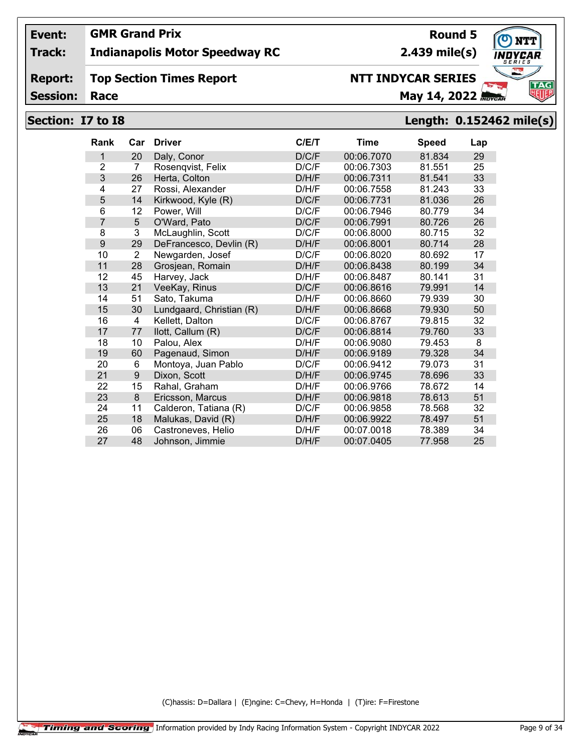**Event:** GMR Grand Prix
**Track:** Indianapolis Motor Speedway RC — 2.439 mile(s)
**Round 5**

**Report:** Top Section Times Report — NTT INDYCAR SERIES
**Session:** Race — May 14, 2022

## Section: I7 to I8 — Length: 0.152462 mile(s)

| Rank | Car | Driver | C/E/T | Time | Speed | Lap |
|---|---|---|---|---|---|---|
| 1 | 20 | Daly, Conor | D/C/F | 00:06.7070 | 81.834 | 29 |
| 2 | 7 | Rosenqvist, Felix | D/C/F | 00:06.7303 | 81.551 | 25 |
| 3 | 26 | Herta, Colton | D/H/F | 00:06.7311 | 81.541 | 33 |
| 4 | 27 | Rossi, Alexander | D/H/F | 00:06.7558 | 81.243 | 33 |
| 5 | 14 | Kirkwood, Kyle (R) | D/C/F | 00:06.7731 | 81.036 | 26 |
| 6 | 12 | Power, Will | D/C/F | 00:06.7946 | 80.779 | 34 |
| 7 | 5 | O'Ward, Pato | D/C/F | 00:06.7991 | 80.726 | 26 |
| 8 | 3 | McLaughlin, Scott | D/C/F | 00:06.8000 | 80.715 | 32 |
| 9 | 29 | DeFrancesco, Devlin (R) | D/H/F | 00:06.8001 | 80.714 | 28 |
| 10 | 2 | Newgarden, Josef | D/C/F | 00:06.8020 | 80.692 | 17 |
| 11 | 28 | Grosjean, Romain | D/H/F | 00:06.8438 | 80.199 | 34 |
| 12 | 45 | Harvey, Jack | D/H/F | 00:06.8487 | 80.141 | 31 |
| 13 | 21 | VeeKay, Rinus | D/C/F | 00:06.8616 | 79.991 | 14 |
| 14 | 51 | Sato, Takuma | D/H/F | 00:06.8660 | 79.939 | 30 |
| 15 | 30 | Lundgaard, Christian (R) | D/H/F | 00:06.8668 | 79.930 | 50 |
| 16 | 4 | Kellett, Dalton | D/C/F | 00:06.8767 | 79.815 | 32 |
| 17 | 77 | Ilott, Callum (R) | D/C/F | 00:06.8814 | 79.760 | 33 |
| 18 | 10 | Palou, Alex | D/H/F | 00:06.9080 | 79.453 | 8 |
| 19 | 60 | Pagenaud, Simon | D/H/F | 00:06.9189 | 79.328 | 34 |
| 20 | 6 | Montoya, Juan Pablo | D/C/F | 00:06.9412 | 79.073 | 31 |
| 21 | 9 | Dixon, Scott | D/H/F | 00:06.9745 | 78.696 | 33 |
| 22 | 15 | Rahal, Graham | D/H/F | 00:06.9766 | 78.672 | 14 |
| 23 | 8 | Ericsson, Marcus | D/H/F | 00:06.9818 | 78.613 | 51 |
| 24 | 11 | Calderon, Tatiana (R) | D/C/F | 00:06.9858 | 78.568 | 32 |
| 25 | 18 | Malukas, David (R) | D/H/F | 00:06.9922 | 78.497 | 51 |
| 26 | 06 | Castroneves, Helio | D/H/F | 00:07.0018 | 78.389 | 34 |
| 27 | 48 | Johnson, Jimmie | D/H/F | 00:07.0405 | 77.958 | 25 |

(C)hassis: D=Dallara | (E)ngine: C=Chevy, H=Honda | (T)ire: F=Firestone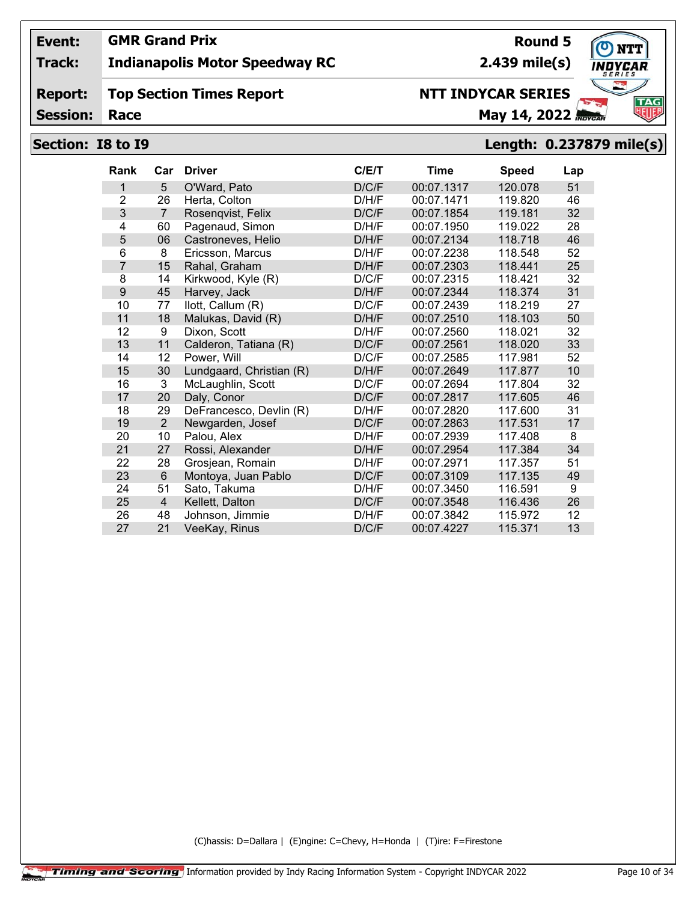**Event:** GMR Grand Prix  **Round 5**

**Track:** Indianapolis Motor Speedway RC  **2.439 mile(s)**

**Report:** Top Section Times Report  **NTT INDYCAR SERIES**

**Session:** Race  **May 14, 2022**

## Section: I8 to I9  Length: 0.237879 mile(s)

| Rank | Car | Driver | C/E/T | Time | Speed | Lap |
|---|---|---|---|---|---|---|
| 1 | 5 | O'Ward, Pato | D/C/F | 00:07.1317 | 120.078 | 51 |
| 2 | 26 | Herta, Colton | D/H/F | 00:07.1471 | 119.820 | 46 |
| 3 | 7 | Rosenqvist, Felix | D/C/F | 00:07.1854 | 119.181 | 32 |
| 4 | 60 | Pagenaud, Simon | D/H/F | 00:07.1950 | 119.022 | 28 |
| 5 | 06 | Castroneves, Helio | D/H/F | 00:07.2134 | 118.718 | 46 |
| 6 | 8 | Ericsson, Marcus | D/H/F | 00:07.2238 | 118.548 | 52 |
| 7 | 15 | Rahal, Graham | D/H/F | 00:07.2303 | 118.441 | 25 |
| 8 | 14 | Kirkwood, Kyle (R) | D/C/F | 00:07.2315 | 118.421 | 32 |
| 9 | 45 | Harvey, Jack | D/H/F | 00:07.2344 | 118.374 | 31 |
| 10 | 77 | Ilott, Callum (R) | D/C/F | 00:07.2439 | 118.219 | 27 |
| 11 | 18 | Malukas, David (R) | D/H/F | 00:07.2510 | 118.103 | 50 |
| 12 | 9 | Dixon, Scott | D/H/F | 00:07.2560 | 118.021 | 32 |
| 13 | 11 | Calderon, Tatiana (R) | D/C/F | 00:07.2561 | 118.020 | 33 |
| 14 | 12 | Power, Will | D/C/F | 00:07.2585 | 117.981 | 52 |
| 15 | 30 | Lundgaard, Christian (R) | D/H/F | 00:07.2649 | 117.877 | 10 |
| 16 | 3 | McLaughlin, Scott | D/C/F | 00:07.2694 | 117.804 | 32 |
| 17 | 20 | Daly, Conor | D/C/F | 00:07.2817 | 117.605 | 46 |
| 18 | 29 | DeFrancesco, Devlin (R) | D/H/F | 00:07.2820 | 117.600 | 31 |
| 19 | 2 | Newgarden, Josef | D/C/F | 00:07.2863 | 117.531 | 17 |
| 20 | 10 | Palou, Alex | D/H/F | 00:07.2939 | 117.408 | 8 |
| 21 | 27 | Rossi, Alexander | D/H/F | 00:07.2954 | 117.384 | 34 |
| 22 | 28 | Grosjean, Romain | D/H/F | 00:07.2971 | 117.357 | 51 |
| 23 | 6 | Montoya, Juan Pablo | D/C/F | 00:07.3109 | 117.135 | 49 |
| 24 | 51 | Sato, Takuma | D/H/F | 00:07.3450 | 116.591 | 9 |
| 25 | 4 | Kellett, Dalton | D/C/F | 00:07.3548 | 116.436 | 26 |
| 26 | 48 | Johnson, Jimmie | D/H/F | 00:07.3842 | 115.972 | 12 |
| 27 | 21 | VeeKay, Rinus | D/C/F | 00:07.4227 | 115.371 | 13 |

(C)hassis: D=Dallara | (E)ngine: C=Chevy, H=Honda | (T)ire: F=Firestone

Information provided by Indy Racing Information System - Copyright INDYCAR 2022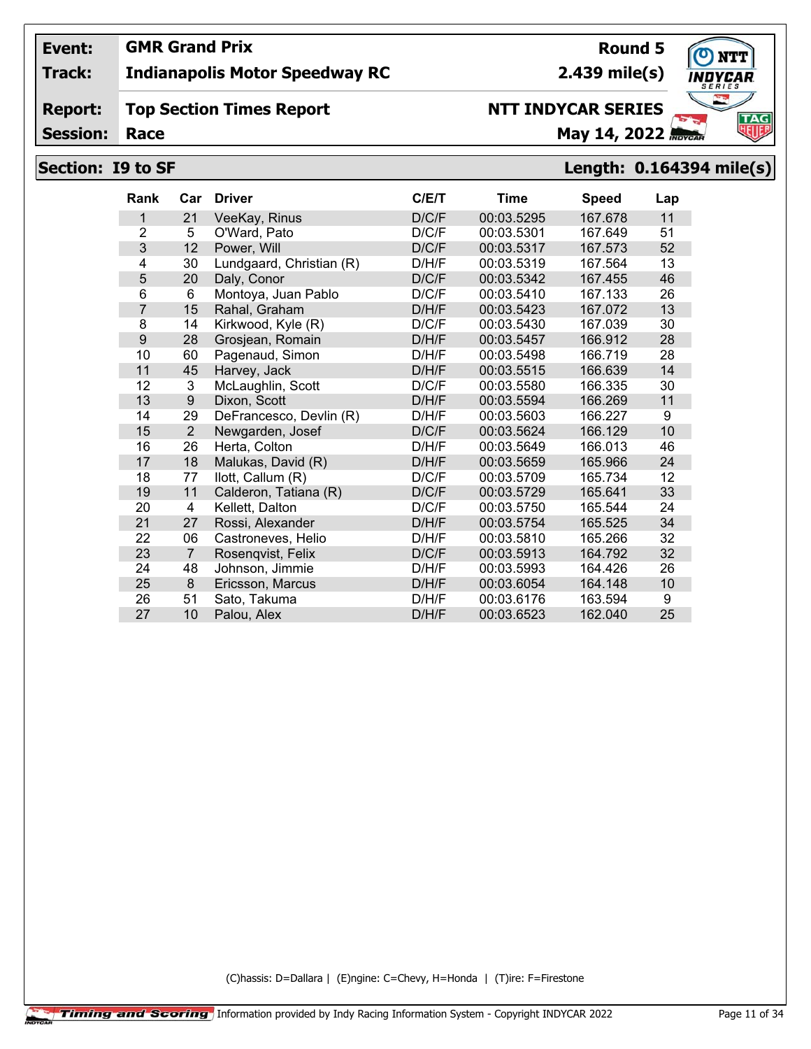| Event: | GMR Grand Prix | Round 5 |
|---|---|---|
| Track: | Indianapolis Motor Speedway RC | 2.439 mile(s) |
| Report: | Top Section Times Report | NTT INDYCAR SERIES |
| Session: | Race | May 14, 2022 |

## Section: I9 to SF — Length: 0.164394 mile(s)

| Rank | Car | Driver | C/E/T | Time | Speed | Lap |
|---|---|---|---|---|---|---|
| 1 | 21 | VeeKay, Rinus | D/C/F | 00:03.5295 | 167.678 | 11 |
| 2 | 5 | O'Ward, Pato | D/C/F | 00:03.5301 | 167.649 | 51 |
| 3 | 12 | Power, Will | D/C/F | 00:03.5317 | 167.573 | 52 |
| 4 | 30 | Lundgaard, Christian (R) | D/H/F | 00:03.5319 | 167.564 | 13 |
| 5 | 20 | Daly, Conor | D/C/F | 00:03.5342 | 167.455 | 46 |
| 6 | 6 | Montoya, Juan Pablo | D/C/F | 00:03.5410 | 167.133 | 26 |
| 7 | 15 | Rahal, Graham | D/H/F | 00:03.5423 | 167.072 | 13 |
| 8 | 14 | Kirkwood, Kyle (R) | D/C/F | 00:03.5430 | 167.039 | 30 |
| 9 | 28 | Grosjean, Romain | D/H/F | 00:03.5457 | 166.912 | 28 |
| 10 | 60 | Pagenaud, Simon | D/H/F | 00:03.5498 | 166.719 | 28 |
| 11 | 45 | Harvey, Jack | D/H/F | 00:03.5515 | 166.639 | 14 |
| 12 | 3 | McLaughlin, Scott | D/C/F | 00:03.5580 | 166.335 | 30 |
| 13 | 9 | Dixon, Scott | D/H/F | 00:03.5594 | 166.269 | 11 |
| 14 | 29 | DeFrancesco, Devlin (R) | D/H/F | 00:03.5603 | 166.227 | 9 |
| 15 | 2 | Newgarden, Josef | D/C/F | 00:03.5624 | 166.129 | 10 |
| 16 | 26 | Herta, Colton | D/H/F | 00:03.5649 | 166.013 | 46 |
| 17 | 18 | Malukas, David (R) | D/H/F | 00:03.5659 | 165.966 | 24 |
| 18 | 77 | Ilott, Callum (R) | D/C/F | 00:03.5709 | 165.734 | 12 |
| 19 | 11 | Calderon, Tatiana (R) | D/C/F | 00:03.5729 | 165.641 | 33 |
| 20 | 4 | Kellett, Dalton | D/C/F | 00:03.5750 | 165.544 | 24 |
| 21 | 27 | Rossi, Alexander | D/H/F | 00:03.5754 | 165.525 | 34 |
| 22 | 06 | Castroneves, Helio | D/H/F | 00:03.5810 | 165.266 | 32 |
| 23 | 7 | Rosenqvist, Felix | D/C/F | 00:03.5913 | 164.792 | 32 |
| 24 | 48 | Johnson, Jimmie | D/H/F | 00:03.5993 | 164.426 | 26 |
| 25 | 8 | Ericsson, Marcus | D/H/F | 00:03.6054 | 164.148 | 10 |
| 26 | 51 | Sato, Takuma | D/H/F | 00:03.6176 | 163.594 | 9 |
| 27 | 10 | Palou, Alex | D/H/F | 00:03.6523 | 162.040 | 25 |

(C)hassis: D=Dallara | (E)ngine: C=Chevy, H=Honda | (T)ire: F=Firestone

Timing and Scoring — Information provided by Indy Racing Information System - Copyright INDYCAR 2022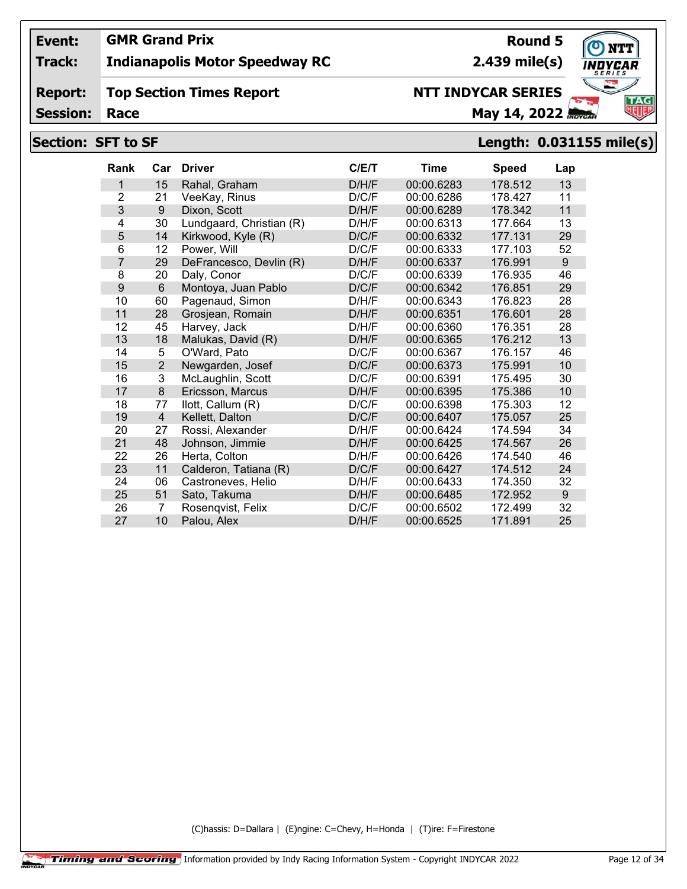**Event:** GMR Grand Prix
**Track:** Indianapolis Motor Speedway RC

**Round 5**
**2.439 mile(s)**

**Report:** Top Section Times Report
**Session:** Race

**NTT INDYCAR SERIES**
**May 14, 2022**

## Section: SFT to SF

**Length: 0.031155 mile(s)**

| Rank | Car | Driver | C/E/T | Time | Speed | Lap |
|---|---|---|---|---|---|---|
| 1 | 15 | Rahal, Graham | D/H/F | 00:00.6283 | 178.512 | 13 |
| 2 | 21 | VeeKay, Rinus | D/C/F | 00:00.6286 | 178.427 | 11 |
| 3 | 9 | Dixon, Scott | D/H/F | 00:00.6289 | 178.342 | 11 |
| 4 | 30 | Lundgaard, Christian (R) | D/H/F | 00:00.6313 | 177.664 | 13 |
| 5 | 14 | Kirkwood, Kyle (R) | D/C/F | 00:00.6332 | 177.131 | 29 |
| 6 | 12 | Power, Will | D/C/F | 00:00.6333 | 177.103 | 52 |
| 7 | 29 | DeFrancesco, Devlin (R) | D/H/F | 00:00.6337 | 176.991 | 9 |
| 8 | 20 | Daly, Conor | D/C/F | 00:00.6339 | 176.935 | 46 |
| 9 | 6 | Montoya, Juan Pablo | D/C/F | 00:00.6342 | 176.851 | 29 |
| 10 | 60 | Pagenaud, Simon | D/H/F | 00:00.6343 | 176.823 | 28 |
| 11 | 28 | Grosjean, Romain | D/H/F | 00:00.6351 | 176.601 | 28 |
| 12 | 45 | Harvey, Jack | D/H/F | 00:00.6360 | 176.351 | 28 |
| 13 | 18 | Malukas, David (R) | D/H/F | 00:00.6365 | 176.212 | 13 |
| 14 | 5 | O'Ward, Pato | D/C/F | 00:00.6367 | 176.157 | 46 |
| 15 | 2 | Newgarden, Josef | D/C/F | 00:00.6373 | 175.991 | 10 |
| 16 | 3 | McLaughlin, Scott | D/C/F | 00:00.6391 | 175.495 | 30 |
| 17 | 8 | Ericsson, Marcus | D/H/F | 00:00.6395 | 175.386 | 10 |
| 18 | 77 | Ilott, Callum (R) | D/C/F | 00:00.6398 | 175.303 | 12 |
| 19 | 4 | Kellett, Dalton | D/C/F | 00:00.6407 | 175.057 | 25 |
| 20 | 27 | Rossi, Alexander | D/H/F | 00:00.6424 | 174.594 | 34 |
| 21 | 48 | Johnson, Jimmie | D/H/F | 00:00.6425 | 174.567 | 26 |
| 22 | 26 | Herta, Colton | D/H/F | 00:00.6426 | 174.540 | 46 |
| 23 | 11 | Calderon, Tatiana (R) | D/C/F | 00:00.6427 | 174.512 | 24 |
| 24 | 06 | Castroneves, Helio | D/H/F | 00:00.6433 | 174.350 | 32 |
| 25 | 51 | Sato, Takuma | D/H/F | 00:00.6485 | 172.952 | 9 |
| 26 | 7 | Rosenqvist, Felix | D/C/F | 00:00.6502 | 172.499 | 32 |
| 27 | 10 | Palou, Alex | D/H/F | 00:00.6525 | 171.891 | 25 |

(C)hassis: D=Dallara | (E)ngine: C=Chevy, H=Honda | (T)ire: F=Firestone

Information provided by Indy Racing Information System - Copyright INDYCAR 2022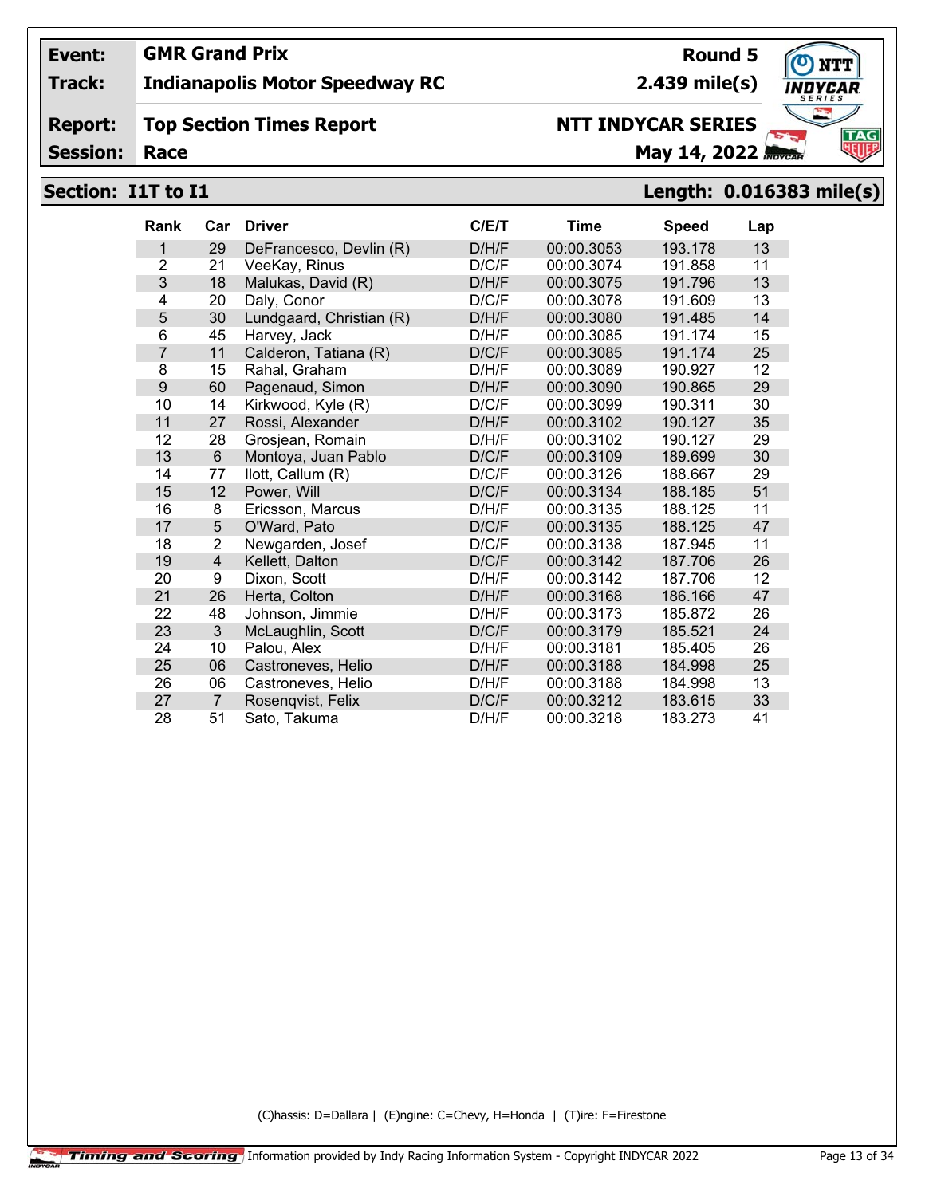| Event: | GMR Grand Prix | Round 5 |
|---|---|---|
| Track: | Indianapolis Motor Speedway RC | 2.439 mile(s) |
| Report: | Top Section Times Report | NTT INDYCAR SERIES |
| Session: | Race | May 14, 2022 |

## Section: I1T to I1 — Length: 0.016383 mile(s)

| Rank | Car | Driver | C/E/T | Time | Speed | Lap |
|---|---|---|---|---|---|---|
| 1 | 29 | DeFrancesco, Devlin (R) | D/H/F | 00:00.3053 | 193.178 | 13 |
| 2 | 21 | VeeKay, Rinus | D/C/F | 00:00.3074 | 191.858 | 11 |
| 3 | 18 | Malukas, David (R) | D/H/F | 00:00.3075 | 191.796 | 13 |
| 4 | 20 | Daly, Conor | D/C/F | 00:00.3078 | 191.609 | 13 |
| 5 | 30 | Lundgaard, Christian (R) | D/H/F | 00:00.3080 | 191.485 | 14 |
| 6 | 45 | Harvey, Jack | D/H/F | 00:00.3085 | 191.174 | 15 |
| 7 | 11 | Calderon, Tatiana (R) | D/C/F | 00:00.3085 | 191.174 | 25 |
| 8 | 15 | Rahal, Graham | D/H/F | 00:00.3089 | 190.927 | 12 |
| 9 | 60 | Pagenaud, Simon | D/H/F | 00:00.3090 | 190.865 | 29 |
| 10 | 14 | Kirkwood, Kyle (R) | D/C/F | 00:00.3099 | 190.311 | 30 |
| 11 | 27 | Rossi, Alexander | D/H/F | 00:00.3102 | 190.127 | 35 |
| 12 | 28 | Grosjean, Romain | D/H/F | 00:00.3102 | 190.127 | 29 |
| 13 | 6 | Montoya, Juan Pablo | D/C/F | 00:00.3109 | 189.699 | 30 |
| 14 | 77 | Ilott, Callum (R) | D/C/F | 00:00.3126 | 188.667 | 29 |
| 15 | 12 | Power, Will | D/C/F | 00:00.3134 | 188.185 | 51 |
| 16 | 8 | Ericsson, Marcus | D/H/F | 00:00.3135 | 188.125 | 11 |
| 17 | 5 | O'Ward, Pato | D/C/F | 00:00.3135 | 188.125 | 47 |
| 18 | 2 | Newgarden, Josef | D/C/F | 00:00.3138 | 187.945 | 11 |
| 19 | 4 | Kellett, Dalton | D/C/F | 00:00.3142 | 187.706 | 26 |
| 20 | 9 | Dixon, Scott | D/H/F | 00:00.3142 | 187.706 | 12 |
| 21 | 26 | Herta, Colton | D/H/F | 00:00.3168 | 186.166 | 47 |
| 22 | 48 | Johnson, Jimmie | D/H/F | 00:00.3173 | 185.872 | 26 |
| 23 | 3 | McLaughlin, Scott | D/C/F | 00:00.3179 | 185.521 | 24 |
| 24 | 10 | Palou, Alex | D/H/F | 00:00.3181 | 185.405 | 26 |
| 25 | 06 | Castroneves, Helio | D/H/F | 00:00.3188 | 184.998 | 25 |
| 26 | 06 | Castroneves, Helio | D/H/F | 00:00.3188 | 184.998 | 13 |
| 27 | 7 | Rosenqvist, Felix | D/C/F | 00:00.3212 | 183.615 | 33 |
| 28 | 51 | Sato, Takuma | D/H/F | 00:00.3218 | 183.273 | 41 |

(C)hassis: D=Dallara | (E)ngine: C=Chevy, H=Honda | (T)ire: F=Firestone

Timing and Scoring — Information provided by Indy Racing Information System - Copyright INDYCAR 2022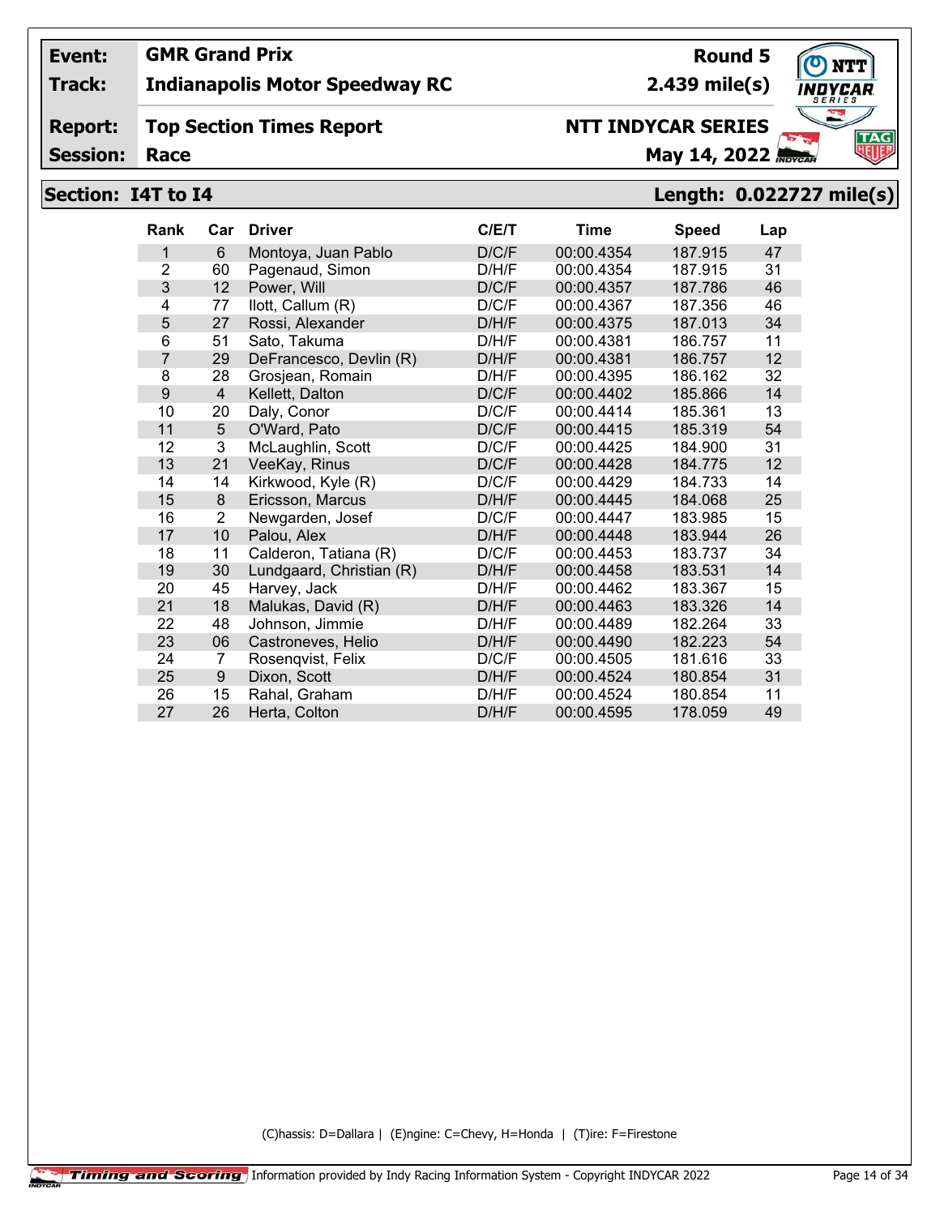**Event:** GMR Grand Prix — Round 5
**Track:** Indianapolis Motor Speedway RC — 2.439 mile(s)
**Report:** Top Section Times Report — NTT INDYCAR SERIES
**Session:** Race — May 14, 2022

## Section: I4T to I4 — Length: 0.022727 mile(s)

| Rank | Car | Driver | C/E/T | Time | Speed | Lap |
|---|---|---|---|---|---|---|
| 1 | 6 | Montoya, Juan Pablo | D/C/F | 00:00.4354 | 187.915 | 47 |
| 2 | 60 | Pagenaud, Simon | D/H/F | 00:00.4354 | 187.915 | 31 |
| 3 | 12 | Power, Will | D/C/F | 00:00.4357 | 187.786 | 46 |
| 4 | 77 | Ilott, Callum (R) | D/C/F | 00:00.4367 | 187.356 | 46 |
| 5 | 27 | Rossi, Alexander | D/H/F | 00:00.4375 | 187.013 | 34 |
| 6 | 51 | Sato, Takuma | D/H/F | 00:00.4381 | 186.757 | 11 |
| 7 | 29 | DeFrancesco, Devlin (R) | D/H/F | 00:00.4381 | 186.757 | 12 |
| 8 | 28 | Grosjean, Romain | D/H/F | 00:00.4395 | 186.162 | 32 |
| 9 | 4 | Kellett, Dalton | D/C/F | 00:00.4402 | 185.866 | 14 |
| 10 | 20 | Daly, Conor | D/C/F | 00:00.4414 | 185.361 | 13 |
| 11 | 5 | O'Ward, Pato | D/C/F | 00:00.4415 | 185.319 | 54 |
| 12 | 3 | McLaughlin, Scott | D/C/F | 00:00.4425 | 184.900 | 31 |
| 13 | 21 | VeeKay, Rinus | D/C/F | 00:00.4428 | 184.775 | 12 |
| 14 | 14 | Kirkwood, Kyle (R) | D/C/F | 00:00.4429 | 184.733 | 14 |
| 15 | 8 | Ericsson, Marcus | D/H/F | 00:00.4445 | 184.068 | 25 |
| 16 | 2 | Newgarden, Josef | D/C/F | 00:00.4447 | 183.985 | 15 |
| 17 | 10 | Palou, Alex | D/H/F | 00:00.4448 | 183.944 | 26 |
| 18 | 11 | Calderon, Tatiana (R) | D/C/F | 00:00.4453 | 183.737 | 34 |
| 19 | 30 | Lundgaard, Christian (R) | D/H/F | 00:00.4458 | 183.531 | 14 |
| 20 | 45 | Harvey, Jack | D/H/F | 00:00.4462 | 183.367 | 15 |
| 21 | 18 | Malukas, David (R) | D/H/F | 00:00.4463 | 183.326 | 14 |
| 22 | 48 | Johnson, Jimmie | D/H/F | 00:00.4489 | 182.264 | 33 |
| 23 | 06 | Castroneves, Helio | D/H/F | 00:00.4490 | 182.223 | 54 |
| 24 | 7 | Rosenqvist, Felix | D/C/F | 00:00.4505 | 181.616 | 33 |
| 25 | 9 | Dixon, Scott | D/H/F | 00:00.4524 | 180.854 | 31 |
| 26 | 15 | Rahal, Graham | D/H/F | 00:00.4524 | 180.854 | 11 |
| 27 | 26 | Herta, Colton | D/H/F | 00:00.4595 | 178.059 | 49 |

(C)hassis: D=Dallara | (E)ngine: C=Chevy, H=Honda | (T)ire: F=Firestone

Information provided by Indy Racing Information System - Copyright INDYCAR 2022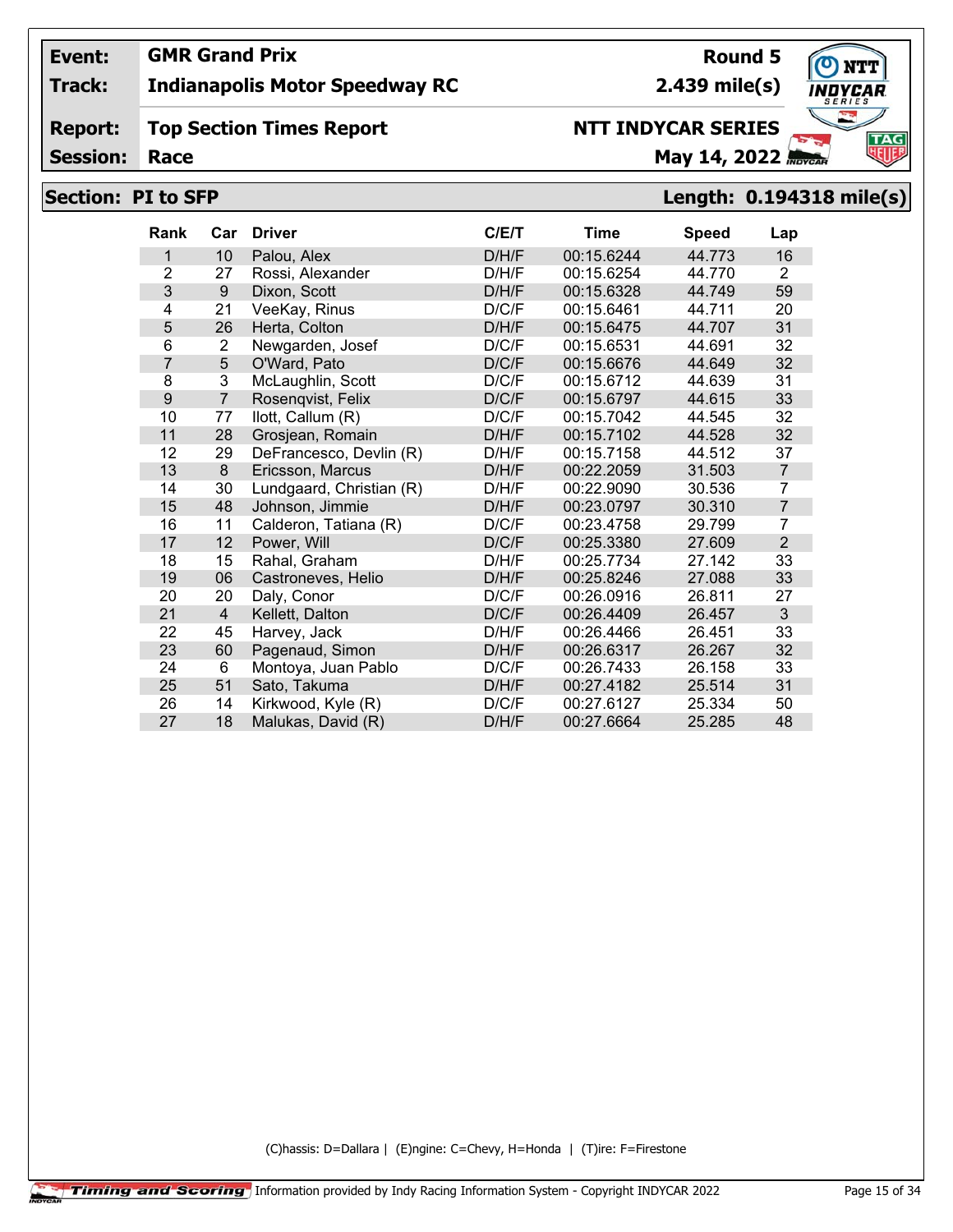| | | | |
|---|---|---|---|
| **Event:** | **GMR Grand Prix** | **Round 5** | |
| **Track:** | **Indianapolis Motor Speedway RC** | **2.439 mile(s)** | |
| **Report:** | **Top Section Times Report** | **NTT INDYCAR SERIES** | |
| **Session:** | **Race** | **May 14, 2022** | |

## Section: PI to SFP — Length: 0.194318 mile(s)

| Rank | Car | Driver | C/E/T | Time | Speed | Lap |
|---|---|---|---|---|---|---|
| 1 | 10 | Palou, Alex | D/H/F | 00:15.6244 | 44.773 | 16 |
| 2 | 27 | Rossi, Alexander | D/H/F | 00:15.6254 | 44.770 | 2 |
| 3 | 9 | Dixon, Scott | D/H/F | 00:15.6328 | 44.749 | 59 |
| 4 | 21 | VeeKay, Rinus | D/C/F | 00:15.6461 | 44.711 | 20 |
| 5 | 26 | Herta, Colton | D/H/F | 00:15.6475 | 44.707 | 31 |
| 6 | 2 | Newgarden, Josef | D/C/F | 00:15.6531 | 44.691 | 32 |
| 7 | 5 | O'Ward, Pato | D/C/F | 00:15.6676 | 44.649 | 32 |
| 8 | 3 | McLaughlin, Scott | D/C/F | 00:15.6712 | 44.639 | 31 |
| 9 | 7 | Rosenqvist, Felix | D/C/F | 00:15.6797 | 44.615 | 33 |
| 10 | 77 | Ilott, Callum (R) | D/C/F | 00:15.7042 | 44.545 | 32 |
| 11 | 28 | Grosjean, Romain | D/H/F | 00:15.7102 | 44.528 | 32 |
| 12 | 29 | DeFrancesco, Devlin (R) | D/H/F | 00:15.7158 | 44.512 | 37 |
| 13 | 8 | Ericsson, Marcus | D/H/F | 00:22.2059 | 31.503 | 7 |
| 14 | 30 | Lundgaard, Christian (R) | D/H/F | 00:22.9090 | 30.536 | 7 |
| 15 | 48 | Johnson, Jimmie | D/H/F | 00:23.0797 | 30.310 | 7 |
| 16 | 11 | Calderon, Tatiana (R) | D/C/F | 00:23.4758 | 29.799 | 7 |
| 17 | 12 | Power, Will | D/C/F | 00:25.3380 | 27.609 | 2 |
| 18 | 15 | Rahal, Graham | D/H/F | 00:25.7734 | 27.142 | 33 |
| 19 | 06 | Castroneves, Helio | D/H/F | 00:25.8246 | 27.088 | 33 |
| 20 | 20 | Daly, Conor | D/C/F | 00:26.0916 | 26.811 | 27 |
| 21 | 4 | Kellett, Dalton | D/C/F | 00:26.4409 | 26.457 | 3 |
| 22 | 45 | Harvey, Jack | D/H/F | 00:26.4466 | 26.451 | 33 |
| 23 | 60 | Pagenaud, Simon | D/H/F | 00:26.6317 | 26.267 | 32 |
| 24 | 6 | Montoya, Juan Pablo | D/C/F | 00:26.7433 | 26.158 | 33 |
| 25 | 51 | Sato, Takuma | D/H/F | 00:27.4182 | 25.514 | 31 |
| 26 | 14 | Kirkwood, Kyle (R) | D/C/F | 00:27.6127 | 25.334 | 50 |
| 27 | 18 | Malukas, David (R) | D/H/F | 00:27.6664 | 25.285 | 48 |

(C)hassis: D=Dallara | (E)ngine: C=Chevy, H=Honda | (T)ire: F=Firestone

Timing and Scoring Information provided by Indy Racing Information System - Copyright INDYCAR 2022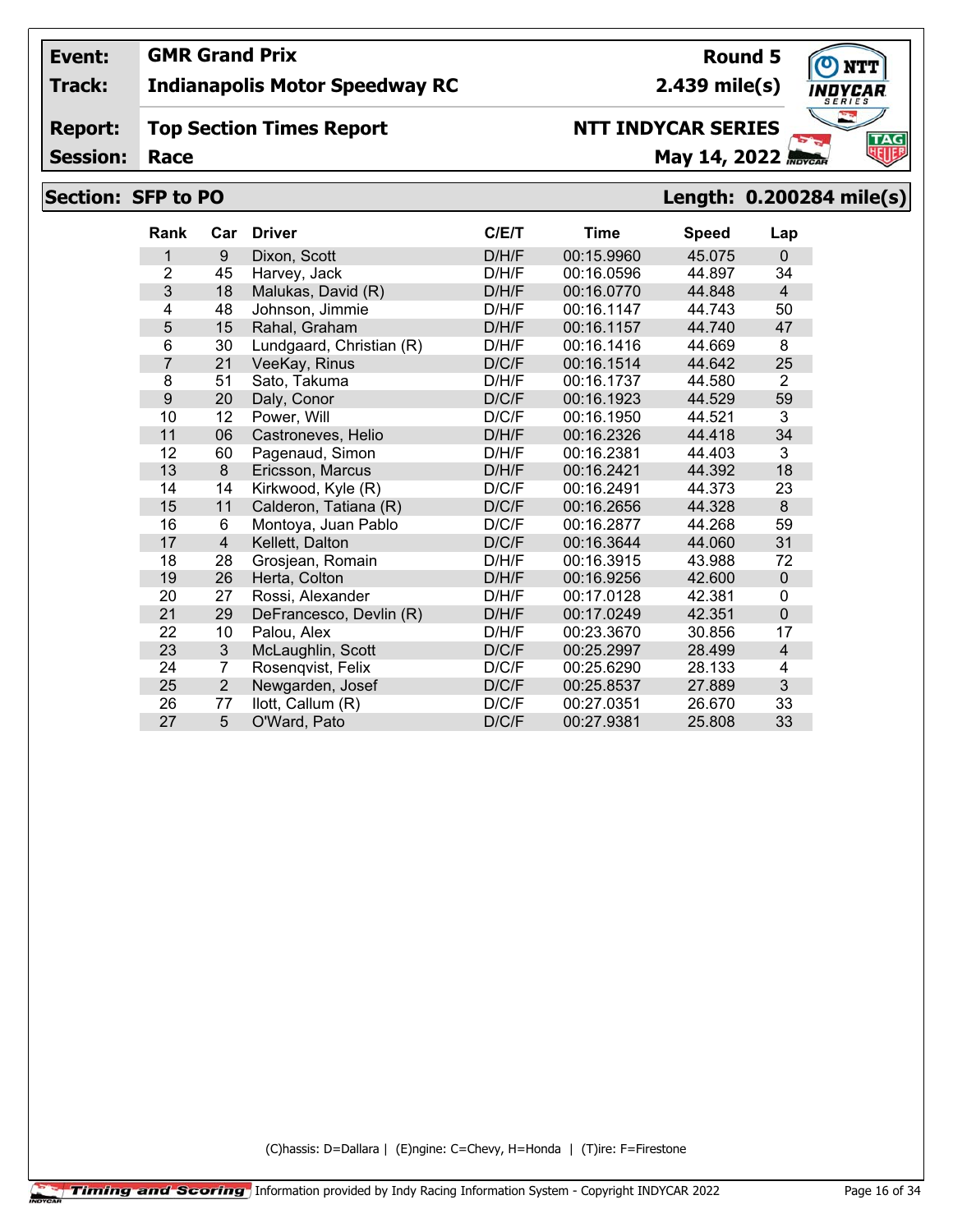| Event: | GMR Grand Prix | Round 5 |
|---|---|---|
| Track: | Indianapolis Motor Speedway RC | 2.439 mile(s) |
| Report: | Top Section Times Report | NTT INDYCAR SERIES |
| Session: | Race | May 14, 2022 |

## Section: SFP to PO

**Length: 0.200284 mile(s)**

| Rank | Car | Driver | C/E/T | Time | Speed | Lap |
|---|---|---|---|---|---|---|
| 1 | 9 | Dixon, Scott | D/H/F | 00:15.9960 | 45.075 | 0 |
| 2 | 45 | Harvey, Jack | D/H/F | 00:16.0596 | 44.897 | 34 |
| 3 | 18 | Malukas, David (R) | D/H/F | 00:16.0770 | 44.848 | 4 |
| 4 | 48 | Johnson, Jimmie | D/H/F | 00:16.1147 | 44.743 | 50 |
| 5 | 15 | Rahal, Graham | D/H/F | 00:16.1157 | 44.740 | 47 |
| 6 | 30 | Lundgaard, Christian (R) | D/H/F | 00:16.1416 | 44.669 | 8 |
| 7 | 21 | VeeKay, Rinus | D/C/F | 00:16.1514 | 44.642 | 25 |
| 8 | 51 | Sato, Takuma | D/H/F | 00:16.1737 | 44.580 | 2 |
| 9 | 20 | Daly, Conor | D/C/F | 00:16.1923 | 44.529 | 59 |
| 10 | 12 | Power, Will | D/C/F | 00:16.1950 | 44.521 | 3 |
| 11 | 06 | Castroneves, Helio | D/H/F | 00:16.2326 | 44.418 | 34 |
| 12 | 60 | Pagenaud, Simon | D/H/F | 00:16.2381 | 44.403 | 3 |
| 13 | 8 | Ericsson, Marcus | D/H/F | 00:16.2421 | 44.392 | 18 |
| 14 | 14 | Kirkwood, Kyle (R) | D/C/F | 00:16.2491 | 44.373 | 23 |
| 15 | 11 | Calderon, Tatiana (R) | D/C/F | 00:16.2656 | 44.328 | 8 |
| 16 | 6 | Montoya, Juan Pablo | D/C/F | 00:16.2877 | 44.268 | 59 |
| 17 | 4 | Kellett, Dalton | D/C/F | 00:16.3644 | 44.060 | 31 |
| 18 | 28 | Grosjean, Romain | D/H/F | 00:16.3915 | 43.988 | 72 |
| 19 | 26 | Herta, Colton | D/H/F | 00:16.9256 | 42.600 | 0 |
| 20 | 27 | Rossi, Alexander | D/H/F | 00:17.0128 | 42.381 | 0 |
| 21 | 29 | DeFrancesco, Devlin (R) | D/H/F | 00:17.0249 | 42.351 | 0 |
| 22 | 10 | Palou, Alex | D/H/F | 00:23.3670 | 30.856 | 17 |
| 23 | 3 | McLaughlin, Scott | D/C/F | 00:25.2997 | 28.499 | 4 |
| 24 | 7 | Rosenqvist, Felix | D/C/F | 00:25.6290 | 28.133 | 4 |
| 25 | 2 | Newgarden, Josef | D/C/F | 00:25.8537 | 27.889 | 3 |
| 26 | 77 | Ilott, Callum (R) | D/C/F | 00:27.0351 | 26.670 | 33 |
| 27 | 5 | O'Ward, Pato | D/C/F | 00:27.9381 | 25.808 | 33 |

(C)hassis: D=Dallara | (E)ngine: C=Chevy, H=Honda | (T)ire: F=Firestone

Timing and Scoring | Information provided by Indy Racing Information System - Copyright INDYCAR 2022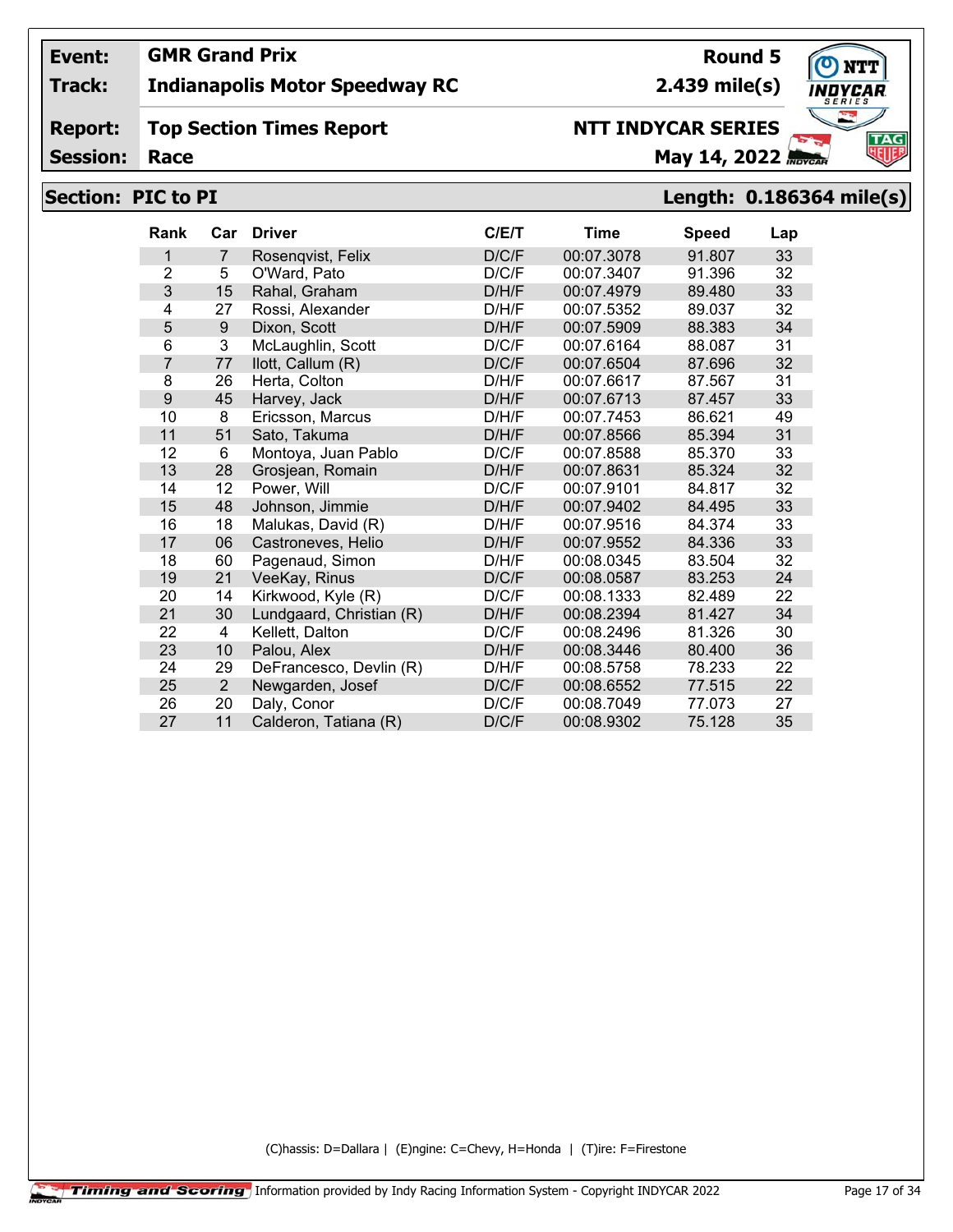**Event:** GMR Grand Prix **Round 5**

**Track:** Indianapolis Motor Speedway RC **2.439 mile(s)**

**Report:** Top Section Times Report **NTT INDYCAR SERIES**

**Session:** Race **May 14, 2022**

## Section: PIC to PI    Length: 0.186364 mile(s)

| Rank | Car | Driver | C/E/T | Time | Speed | Lap |
|---|---|---|---|---|---|---|
| 1 | 7 | Rosenqvist, Felix | D/C/F | 00:07.3078 | 91.807 | 33 |
| 2 | 5 | O'Ward, Pato | D/C/F | 00:07.3407 | 91.396 | 32 |
| 3 | 15 | Rahal, Graham | D/H/F | 00:07.4979 | 89.480 | 33 |
| 4 | 27 | Rossi, Alexander | D/H/F | 00:07.5352 | 89.037 | 32 |
| 5 | 9 | Dixon, Scott | D/H/F | 00:07.5909 | 88.383 | 34 |
| 6 | 3 | McLaughlin, Scott | D/C/F | 00:07.6164 | 88.087 | 31 |
| 7 | 77 | Ilott, Callum (R) | D/C/F | 00:07.6504 | 87.696 | 32 |
| 8 | 26 | Herta, Colton | D/H/F | 00:07.6617 | 87.567 | 31 |
| 9 | 45 | Harvey, Jack | D/H/F | 00:07.6713 | 87.457 | 33 |
| 10 | 8 | Ericsson, Marcus | D/H/F | 00:07.7453 | 86.621 | 49 |
| 11 | 51 | Sato, Takuma | D/H/F | 00:07.8566 | 85.394 | 31 |
| 12 | 6 | Montoya, Juan Pablo | D/C/F | 00:07.8588 | 85.370 | 33 |
| 13 | 28 | Grosjean, Romain | D/H/F | 00:07.8631 | 85.324 | 32 |
| 14 | 12 | Power, Will | D/C/F | 00:07.9101 | 84.817 | 32 |
| 15 | 48 | Johnson, Jimmie | D/H/F | 00:07.9402 | 84.495 | 33 |
| 16 | 18 | Malukas, David (R) | D/H/F | 00:07.9516 | 84.374 | 33 |
| 17 | 06 | Castroneves, Helio | D/H/F | 00:07.9552 | 84.336 | 33 |
| 18 | 60 | Pagenaud, Simon | D/H/F | 00:08.0345 | 83.504 | 32 |
| 19 | 21 | VeeKay, Rinus | D/C/F | 00:08.0587 | 83.253 | 24 |
| 20 | 14 | Kirkwood, Kyle (R) | D/C/F | 00:08.1333 | 82.489 | 22 |
| 21 | 30 | Lundgaard, Christian (R) | D/H/F | 00:08.2394 | 81.427 | 34 |
| 22 | 4 | Kellett, Dalton | D/C/F | 00:08.2496 | 81.326 | 30 |
| 23 | 10 | Palou, Alex | D/H/F | 00:08.3446 | 80.400 | 36 |
| 24 | 29 | DeFrancesco, Devlin (R) | D/H/F | 00:08.5758 | 78.233 | 22 |
| 25 | 2 | Newgarden, Josef | D/C/F | 00:08.6552 | 77.515 | 22 |
| 26 | 20 | Daly, Conor | D/C/F | 00:08.7049 | 77.073 | 27 |
| 27 | 11 | Calderon, Tatiana (R) | D/C/F | 00:08.9302 | 75.128 | 35 |

(C)hassis: D=Dallara | (E)ngine: C=Chevy, H=Honda | (T)ire: F=Firestone

Timing and Scoring Information provided by Indy Racing Information System - Copyright INDYCAR 2022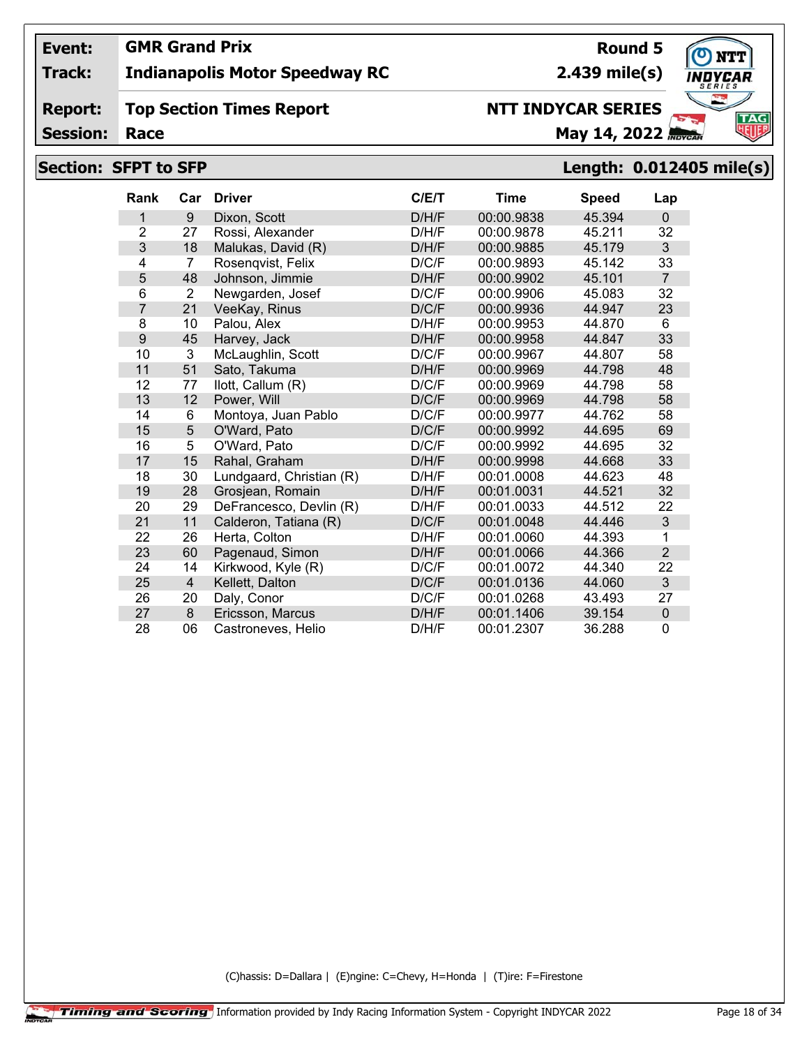| | | | |
|---|---|---|---|
| **Event:** | **GMR Grand Prix** | **Round 5** | |
| **Track:** | **Indianapolis Motor Speedway RC** | **2.439 mile(s)** | |
| **Report:** | **Top Section Times Report** | **NTT INDYCAR SERIES** | |
| **Session:** | **Race** | **May 14, 2022** | |

## Section: SFPT to SFP — Length: 0.012405 mile(s)

| Rank | Car | Driver | C/E/T | Time | Speed | Lap |
|---|---|---|---|---|---|---|
| 1 | 9 | Dixon, Scott | D/H/F | 00:00.9838 | 45.394 | 0 |
| 2 | 27 | Rossi, Alexander | D/H/F | 00:00.9878 | 45.211 | 32 |
| 3 | 18 | Malukas, David (R) | D/H/F | 00:00.9885 | 45.179 | 3 |
| 4 | 7 | Rosenqvist, Felix | D/C/F | 00:00.9893 | 45.142 | 33 |
| 5 | 48 | Johnson, Jimmie | D/H/F | 00:00.9902 | 45.101 | 7 |
| 6 | 2 | Newgarden, Josef | D/C/F | 00:00.9906 | 45.083 | 32 |
| 7 | 21 | VeeKay, Rinus | D/C/F | 00:00.9936 | 44.947 | 23 |
| 8 | 10 | Palou, Alex | D/H/F | 00:00.9953 | 44.870 | 6 |
| 9 | 45 | Harvey, Jack | D/H/F | 00:00.9958 | 44.847 | 33 |
| 10 | 3 | McLaughlin, Scott | D/C/F | 00:00.9967 | 44.807 | 58 |
| 11 | 51 | Sato, Takuma | D/H/F | 00:00.9969 | 44.798 | 48 |
| 12 | 77 | Ilott, Callum (R) | D/C/F | 00:00.9969 | 44.798 | 58 |
| 13 | 12 | Power, Will | D/C/F | 00:00.9969 | 44.798 | 58 |
| 14 | 6 | Montoya, Juan Pablo | D/C/F | 00:00.9977 | 44.762 | 58 |
| 15 | 5 | O'Ward, Pato | D/C/F | 00:00.9992 | 44.695 | 69 |
| 16 | 5 | O'Ward, Pato | D/C/F | 00:00.9992 | 44.695 | 32 |
| 17 | 15 | Rahal, Graham | D/H/F | 00:00.9998 | 44.668 | 33 |
| 18 | 30 | Lundgaard, Christian (R) | D/H/F | 00:01.0008 | 44.623 | 48 |
| 19 | 28 | Grosjean, Romain | D/H/F | 00:01.0031 | 44.521 | 32 |
| 20 | 29 | DeFrancesco, Devlin (R) | D/H/F | 00:01.0033 | 44.512 | 22 |
| 21 | 11 | Calderon, Tatiana (R) | D/C/F | 00:01.0048 | 44.446 | 3 |
| 22 | 26 | Herta, Colton | D/H/F | 00:01.0060 | 44.393 | 1 |
| 23 | 60 | Pagenaud, Simon | D/H/F | 00:01.0066 | 44.366 | 2 |
| 24 | 14 | Kirkwood, Kyle (R) | D/C/F | 00:01.0072 | 44.340 | 22 |
| 25 | 4 | Kellett, Dalton | D/C/F | 00:01.0136 | 44.060 | 3 |
| 26 | 20 | Daly, Conor | D/C/F | 00:01.0268 | 43.493 | 27 |
| 27 | 8 | Ericsson, Marcus | D/H/F | 00:01.1406 | 39.154 | 0 |
| 28 | 06 | Castroneves, Helio | D/H/F | 00:01.2307 | 36.288 | 0 |

(C)hassis: D=Dallara | (E)ngine: C=Chevy, H=Honda | (T)ire: F=Firestone

Timing and Scoring | Information provided by Indy Racing Information System - Copyright INDYCAR 2022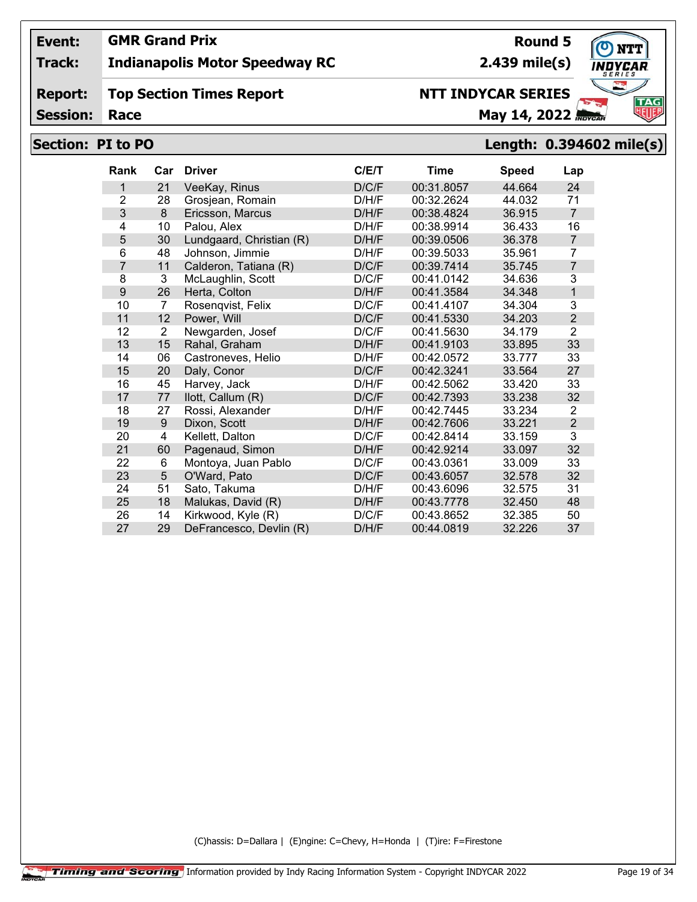**Event:** GMR Grand Prix
**Track:** Indianapolis Motor Speedway RC

**Round 5**
**2.439 mile(s)**

**Report:** Top Section Times Report
**Session:** Race

**NTT INDYCAR SERIES**
**May 14, 2022**

## Section: PI to PO

**Length: 0.394602 mile(s)**

| Rank | Car | Driver | C/E/T | Time | Speed | Lap |
|---|---|---|---|---|---|---|
| 1 | 21 | VeeKay, Rinus | D/C/F | 00:31.8057 | 44.664 | 24 |
| 2 | 28 | Grosjean, Romain | D/H/F | 00:32.2624 | 44.032 | 71 |
| 3 | 8 | Ericsson, Marcus | D/H/F | 00:38.4824 | 36.915 | 7 |
| 4 | 10 | Palou, Alex | D/H/F | 00:38.9914 | 36.433 | 16 |
| 5 | 30 | Lundgaard, Christian (R) | D/H/F | 00:39.0506 | 36.378 | 7 |
| 6 | 48 | Johnson, Jimmie | D/H/F | 00:39.5033 | 35.961 | 7 |
| 7 | 11 | Calderon, Tatiana (R) | D/C/F | 00:39.7414 | 35.745 | 7 |
| 8 | 3 | McLaughlin, Scott | D/C/F | 00:41.0142 | 34.636 | 3 |
| 9 | 26 | Herta, Colton | D/H/F | 00:41.3584 | 34.348 | 1 |
| 10 | 7 | Rosenqvist, Felix | D/C/F | 00:41.4107 | 34.304 | 3 |
| 11 | 12 | Power, Will | D/C/F | 00:41.5330 | 34.203 | 2 |
| 12 | 2 | Newgarden, Josef | D/C/F | 00:41.5630 | 34.179 | 2 |
| 13 | 15 | Rahal, Graham | D/H/F | 00:41.9103 | 33.895 | 33 |
| 14 | 06 | Castroneves, Helio | D/H/F | 00:42.0572 | 33.777 | 33 |
| 15 | 20 | Daly, Conor | D/C/F | 00:42.3241 | 33.564 | 27 |
| 16 | 45 | Harvey, Jack | D/H/F | 00:42.5062 | 33.420 | 33 |
| 17 | 77 | Ilott, Callum (R) | D/C/F | 00:42.7393 | 33.238 | 32 |
| 18 | 27 | Rossi, Alexander | D/H/F | 00:42.7445 | 33.234 | 2 |
| 19 | 9 | Dixon, Scott | D/H/F | 00:42.7606 | 33.221 | 2 |
| 20 | 4 | Kellett, Dalton | D/C/F | 00:42.8414 | 33.159 | 3 |
| 21 | 60 | Pagenaud, Simon | D/H/F | 00:42.9214 | 33.097 | 32 |
| 22 | 6 | Montoya, Juan Pablo | D/C/F | 00:43.0361 | 33.009 | 33 |
| 23 | 5 | O'Ward, Pato | D/C/F | 00:43.6057 | 32.578 | 32 |
| 24 | 51 | Sato, Takuma | D/H/F | 00:43.6096 | 32.575 | 31 |
| 25 | 18 | Malukas, David (R) | D/H/F | 00:43.7778 | 32.450 | 48 |
| 26 | 14 | Kirkwood, Kyle (R) | D/C/F | 00:43.8652 | 32.385 | 50 |
| 27 | 29 | DeFrancesco, Devlin (R) | D/H/F | 00:44.0819 | 32.226 | 37 |

(C)hassis: D=Dallara | (E)ngine: C=Chevy, H=Honda | (T)ire: F=Firestone

Timing and Scoring Information provided by Indy Racing Information System - Copyright INDYCAR 2022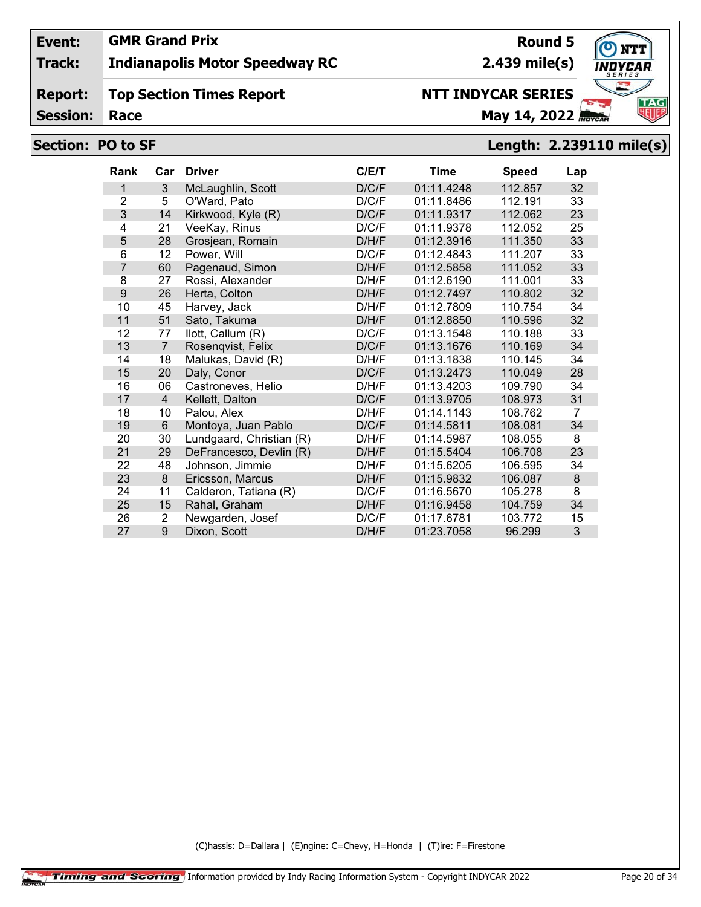**Event:** GMR Grand Prix
**Track:** Indianapolis Motor Speedway RC

**Round 5**
**2.439 mile(s)**

**Report:** Top Section Times Report
**Session:** Race

**NTT INDYCAR SERIES**
**May 14, 2022**

## Section: PO to SF

**Length: 2.239110 mile(s)**

| Rank | Car | Driver | C/E/T | Time | Speed | Lap |
|---|---|---|---|---|---|---|
| 1 | 3 | McLaughlin, Scott | D/C/F | 01:11.4248 | 112.857 | 32 |
| 2 | 5 | O'Ward, Pato | D/C/F | 01:11.8486 | 112.191 | 33 |
| 3 | 14 | Kirkwood, Kyle (R) | D/C/F | 01:11.9317 | 112.062 | 23 |
| 4 | 21 | VeeKay, Rinus | D/C/F | 01:11.9378 | 112.052 | 25 |
| 5 | 28 | Grosjean, Romain | D/H/F | 01:12.3916 | 111.350 | 33 |
| 6 | 12 | Power, Will | D/C/F | 01:12.4843 | 111.207 | 33 |
| 7 | 60 | Pagenaud, Simon | D/H/F | 01:12.5858 | 111.052 | 33 |
| 8 | 27 | Rossi, Alexander | D/H/F | 01:12.6190 | 111.001 | 33 |
| 9 | 26 | Herta, Colton | D/H/F | 01:12.7497 | 110.802 | 32 |
| 10 | 45 | Harvey, Jack | D/H/F | 01:12.7809 | 110.754 | 34 |
| 11 | 51 | Sato, Takuma | D/H/F | 01:12.8850 | 110.596 | 32 |
| 12 | 77 | Ilott, Callum (R) | D/C/F | 01:13.1548 | 110.188 | 33 |
| 13 | 7 | Rosenqvist, Felix | D/C/F | 01:13.1676 | 110.169 | 34 |
| 14 | 18 | Malukas, David (R) | D/H/F | 01:13.1838 | 110.145 | 34 |
| 15 | 20 | Daly, Conor | D/C/F | 01:13.2473 | 110.049 | 28 |
| 16 | 06 | Castroneves, Helio | D/H/F | 01:13.4203 | 109.790 | 34 |
| 17 | 4 | Kellett, Dalton | D/C/F | 01:13.9705 | 108.973 | 31 |
| 18 | 10 | Palou, Alex | D/H/F | 01:14.1143 | 108.762 | 7 |
| 19 | 6 | Montoya, Juan Pablo | D/C/F | 01:14.5811 | 108.081 | 34 |
| 20 | 30 | Lundgaard, Christian (R) | D/H/F | 01:14.5987 | 108.055 | 8 |
| 21 | 29 | DeFrancesco, Devlin (R) | D/H/F | 01:15.5404 | 106.708 | 23 |
| 22 | 48 | Johnson, Jimmie | D/H/F | 01:15.6205 | 106.595 | 34 |
| 23 | 8 | Ericsson, Marcus | D/H/F | 01:15.9832 | 106.087 | 8 |
| 24 | 11 | Calderon, Tatiana (R) | D/C/F | 01:16.5670 | 105.278 | 8 |
| 25 | 15 | Rahal, Graham | D/H/F | 01:16.9458 | 104.759 | 34 |
| 26 | 2 | Newgarden, Josef | D/C/F | 01:17.6781 | 103.772 | 15 |
| 27 | 9 | Dixon, Scott | D/H/F | 01:23.7058 | 96.299 | 3 |

(C)hassis: D=Dallara | (E)ngine: C=Chevy, H=Honda | (T)ire: F=Firestone

Timing and Scoring | Information provided by Indy Racing Information System - Copyright INDYCAR 2022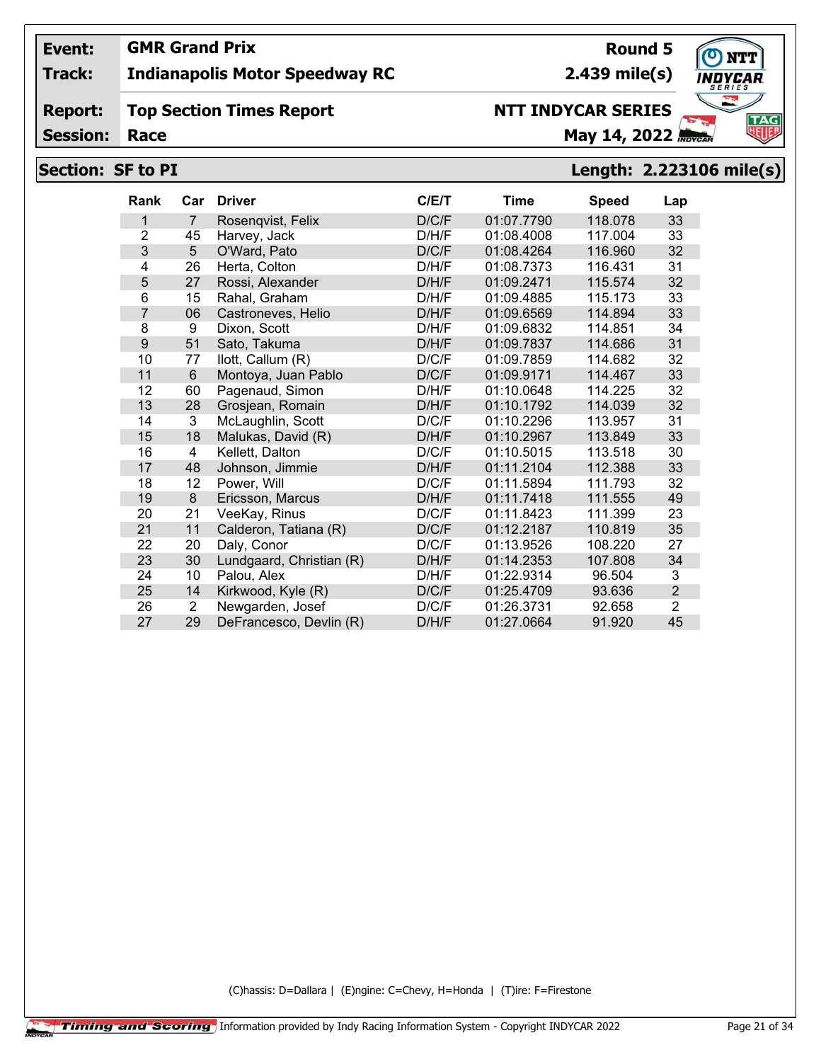**Event:** GMR Grand Prix — Round 5

**Track:** Indianapolis Motor Speedway RC — 2.439 mile(s)

**Report:** Top Section Times Report — NTT INDYCAR SERIES

**Session:** Race — May 14, 2022

## Section: SF to PI — Length: 2.223106 mile(s)

| Rank | Car | Driver | C/E/T | Time | Speed | Lap |
|---|---|---|---|---|---|---|
| 1 | 7 | Rosenqvist, Felix | D/C/F | 01:07.7790 | 118.078 | 33 |
| 2 | 45 | Harvey, Jack | D/H/F | 01:08.4008 | 117.004 | 33 |
| 3 | 5 | O'Ward, Pato | D/C/F | 01:08.4264 | 116.960 | 32 |
| 4 | 26 | Herta, Colton | D/H/F | 01:08.7373 | 116.431 | 31 |
| 5 | 27 | Rossi, Alexander | D/H/F | 01:09.2471 | 115.574 | 32 |
| 6 | 15 | Rahal, Graham | D/H/F | 01:09.4885 | 115.173 | 33 |
| 7 | 06 | Castroneves, Helio | D/H/F | 01:09.6569 | 114.894 | 33 |
| 8 | 9 | Dixon, Scott | D/H/F | 01:09.6832 | 114.851 | 34 |
| 9 | 51 | Sato, Takuma | D/H/F | 01:09.7837 | 114.686 | 31 |
| 10 | 77 | Ilott, Callum (R) | D/C/F | 01:09.7859 | 114.682 | 32 |
| 11 | 6 | Montoya, Juan Pablo | D/C/F | 01:09.9171 | 114.467 | 33 |
| 12 | 60 | Pagenaud, Simon | D/H/F | 01:10.0648 | 114.225 | 32 |
| 13 | 28 | Grosjean, Romain | D/H/F | 01:10.1792 | 114.039 | 32 |
| 14 | 3 | McLaughlin, Scott | D/C/F | 01:10.2296 | 113.957 | 31 |
| 15 | 18 | Malukas, David (R) | D/H/F | 01:10.2967 | 113.849 | 33 |
| 16 | 4 | Kellett, Dalton | D/C/F | 01:10.5015 | 113.518 | 30 |
| 17 | 48 | Johnson, Jimmie | D/H/F | 01:11.2104 | 112.388 | 33 |
| 18 | 12 | Power, Will | D/C/F | 01:11.5894 | 111.793 | 32 |
| 19 | 8 | Ericsson, Marcus | D/H/F | 01:11.7418 | 111.555 | 49 |
| 20 | 21 | VeeKay, Rinus | D/C/F | 01:11.8423 | 111.399 | 23 |
| 21 | 11 | Calderon, Tatiana (R) | D/C/F | 01:12.2187 | 110.819 | 35 |
| 22 | 20 | Daly, Conor | D/C/F | 01:13.9526 | 108.220 | 27 |
| 23 | 30 | Lundgaard, Christian (R) | D/H/F | 01:14.2353 | 107.808 | 34 |
| 24 | 10 | Palou, Alex | D/H/F | 01:22.9314 | 96.504 | 3 |
| 25 | 14 | Kirkwood, Kyle (R) | D/C/F | 01:25.4709 | 93.636 | 2 |
| 26 | 2 | Newgarden, Josef | D/C/F | 01:26.3731 | 92.658 | 2 |
| 27 | 29 | DeFrancesco, Devlin (R) | D/H/F | 01:27.0664 | 91.920 | 45 |

(C)hassis: D=Dallara | (E)ngine: C=Chevy, H=Honda | (T)ire: F=Firestone

Timing and Scoring — Information provided by Indy Racing Information System - Copyright INDYCAR 2022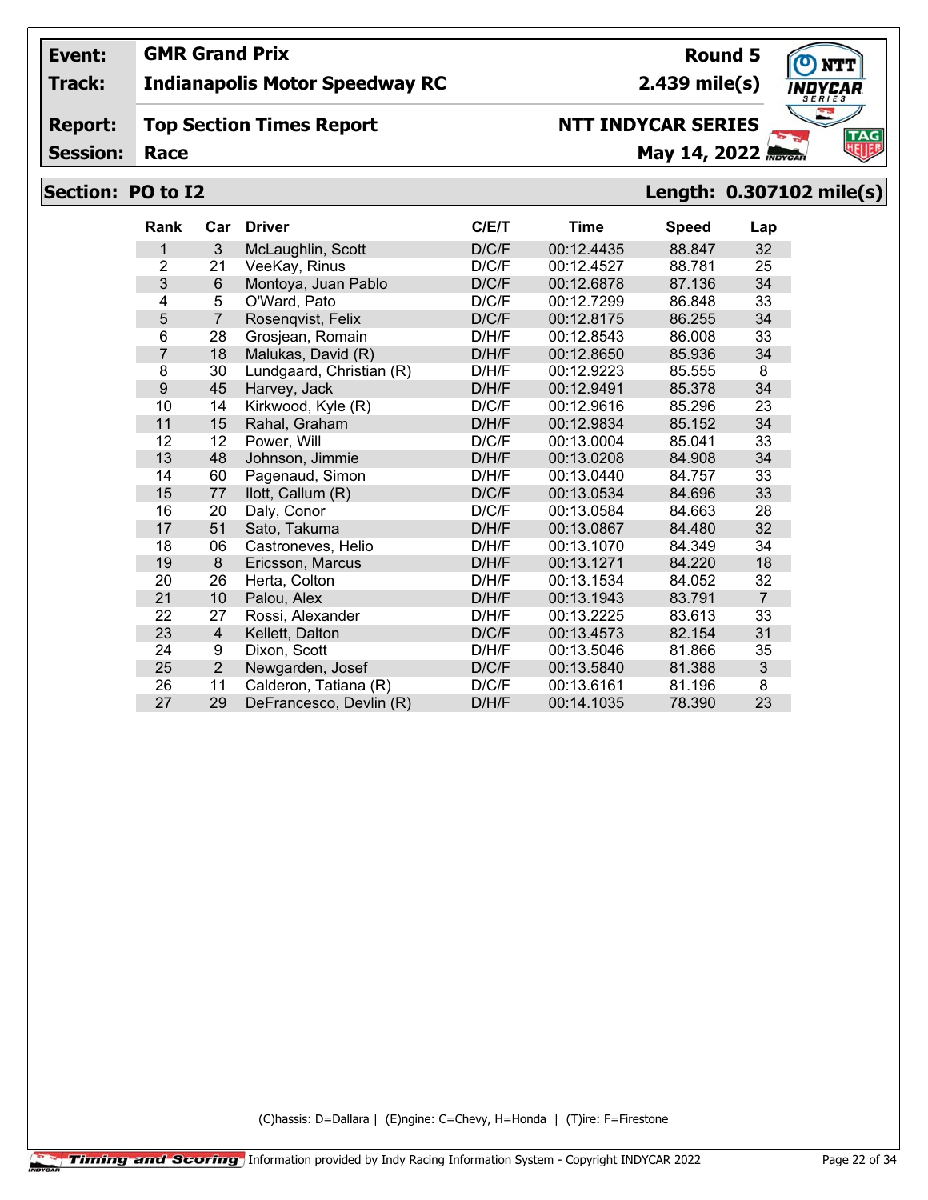**Event:** GMR Grand Prix
**Track:** Indianapolis Motor Speedway RC

**Round 5**
**2.439 mile(s)**

**Report:** Top Section Times Report
**Session:** Race

**NTT INDYCAR SERIES**
**May 14, 2022**

## Section: PO to I2

**Length: 0.307102 mile(s)**

| Rank | Car | Driver | C/E/T | Time | Speed | Lap |
|---|---|---|---|---|---|---|
| 1 | 3 | McLaughlin, Scott | D/C/F | 00:12.4435 | 88.847 | 32 |
| 2 | 21 | VeeKay, Rinus | D/C/F | 00:12.4527 | 88.781 | 25 |
| 3 | 6 | Montoya, Juan Pablo | D/C/F | 00:12.6878 | 87.136 | 34 |
| 4 | 5 | O'Ward, Pato | D/C/F | 00:12.7299 | 86.848 | 33 |
| 5 | 7 | Rosenqvist, Felix | D/C/F | 00:12.8175 | 86.255 | 34 |
| 6 | 28 | Grosjean, Romain | D/H/F | 00:12.8543 | 86.008 | 33 |
| 7 | 18 | Malukas, David (R) | D/H/F | 00:12.8650 | 85.936 | 34 |
| 8 | 30 | Lundgaard, Christian (R) | D/H/F | 00:12.9223 | 85.555 | 8 |
| 9 | 45 | Harvey, Jack | D/H/F | 00:12.9491 | 85.378 | 34 |
| 10 | 14 | Kirkwood, Kyle (R) | D/C/F | 00:12.9616 | 85.296 | 23 |
| 11 | 15 | Rahal, Graham | D/H/F | 00:12.9834 | 85.152 | 34 |
| 12 | 12 | Power, Will | D/C/F | 00:13.0004 | 85.041 | 33 |
| 13 | 48 | Johnson, Jimmie | D/H/F | 00:13.0208 | 84.908 | 34 |
| 14 | 60 | Pagenaud, Simon | D/H/F | 00:13.0440 | 84.757 | 33 |
| 15 | 77 | Ilott, Callum (R) | D/C/F | 00:13.0534 | 84.696 | 33 |
| 16 | 20 | Daly, Conor | D/C/F | 00:13.0584 | 84.663 | 28 |
| 17 | 51 | Sato, Takuma | D/H/F | 00:13.0867 | 84.480 | 32 |
| 18 | 06 | Castroneves, Helio | D/H/F | 00:13.1070 | 84.349 | 34 |
| 19 | 8 | Ericsson, Marcus | D/H/F | 00:13.1271 | 84.220 | 18 |
| 20 | 26 | Herta, Colton | D/H/F | 00:13.1534 | 84.052 | 32 |
| 21 | 10 | Palou, Alex | D/H/F | 00:13.1943 | 83.791 | 7 |
| 22 | 27 | Rossi, Alexander | D/H/F | 00:13.2225 | 83.613 | 33 |
| 23 | 4 | Kellett, Dalton | D/C/F | 00:13.4573 | 82.154 | 31 |
| 24 | 9 | Dixon, Scott | D/H/F | 00:13.5046 | 81.866 | 35 |
| 25 | 2 | Newgarden, Josef | D/C/F | 00:13.5840 | 81.388 | 3 |
| 26 | 11 | Calderon, Tatiana (R) | D/C/F | 00:13.6161 | 81.196 | 8 |
| 27 | 29 | DeFrancesco, Devlin (R) | D/H/F | 00:14.1035 | 78.390 | 23 |

(C)hassis: D=Dallara | (E)ngine: C=Chevy, H=Honda | (T)ire: F=Firestone

Timing and Scoring Information provided by Indy Racing Information System - Copyright INDYCAR 2022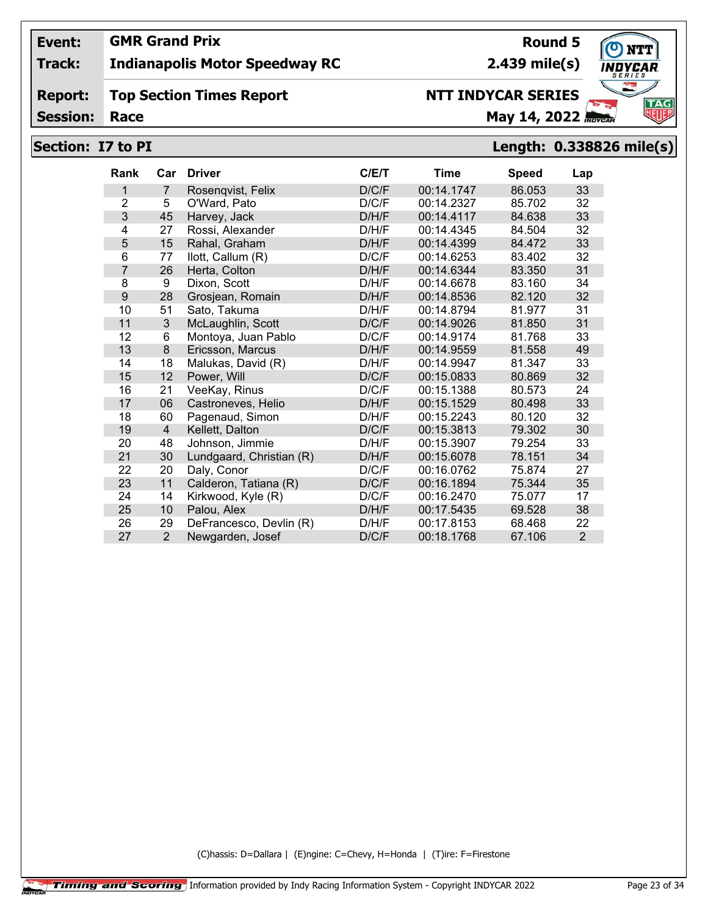**Event:** GMR Grand Prix | **Round 5**

**Track:** Indianapolis Motor Speedway RC | **2.439 mile(s)**

**Report:** Top Section Times Report | **NTT INDYCAR SERIES**

**Session:** Race | **May 14, 2022**

## Section: I7 to PI — Length: 0.338826 mile(s)

| Rank | Car | Driver | C/E/T | Time | Speed | Lap |
|---|---|---|---|---|---|---|
| 1 | 7 | Rosenqvist, Felix | D/C/F | 00:14.1747 | 86.053 | 33 |
| 2 | 5 | O'Ward, Pato | D/C/F | 00:14.2327 | 85.702 | 32 |
| 3 | 45 | Harvey, Jack | D/H/F | 00:14.4117 | 84.638 | 33 |
| 4 | 27 | Rossi, Alexander | D/H/F | 00:14.4345 | 84.504 | 32 |
| 5 | 15 | Rahal, Graham | D/H/F | 00:14.4399 | 84.472 | 33 |
| 6 | 77 | Ilott, Callum (R) | D/C/F | 00:14.6253 | 83.402 | 32 |
| 7 | 26 | Herta, Colton | D/H/F | 00:14.6344 | 83.350 | 31 |
| 8 | 9 | Dixon, Scott | D/H/F | 00:14.6678 | 83.160 | 34 |
| 9 | 28 | Grosjean, Romain | D/H/F | 00:14.8536 | 82.120 | 32 |
| 10 | 51 | Sato, Takuma | D/H/F | 00:14.8794 | 81.977 | 31 |
| 11 | 3 | McLaughlin, Scott | D/C/F | 00:14.9026 | 81.850 | 31 |
| 12 | 6 | Montoya, Juan Pablo | D/C/F | 00:14.9174 | 81.768 | 33 |
| 13 | 8 | Ericsson, Marcus | D/H/F | 00:14.9559 | 81.558 | 49 |
| 14 | 18 | Malukas, David (R) | D/H/F | 00:14.9947 | 81.347 | 33 |
| 15 | 12 | Power, Will | D/C/F | 00:15.0833 | 80.869 | 32 |
| 16 | 21 | VeeKay, Rinus | D/C/F | 00:15.1388 | 80.573 | 24 |
| 17 | 06 | Castroneves, Helio | D/H/F | 00:15.1529 | 80.498 | 33 |
| 18 | 60 | Pagenaud, Simon | D/H/F | 00:15.2243 | 80.120 | 32 |
| 19 | 4 | Kellett, Dalton | D/C/F | 00:15.3813 | 79.302 | 30 |
| 20 | 48 | Johnson, Jimmie | D/H/F | 00:15.3907 | 79.254 | 33 |
| 21 | 30 | Lundgaard, Christian (R) | D/H/F | 00:15.6078 | 78.151 | 34 |
| 22 | 20 | Daly, Conor | D/C/F | 00:16.0762 | 75.874 | 27 |
| 23 | 11 | Calderon, Tatiana (R) | D/C/F | 00:16.1894 | 75.344 | 35 |
| 24 | 14 | Kirkwood, Kyle (R) | D/C/F | 00:16.2470 | 75.077 | 17 |
| 25 | 10 | Palou, Alex | D/H/F | 00:17.5435 | 69.528 | 38 |
| 26 | 29 | DeFrancesco, Devlin (R) | D/H/F | 00:17.8153 | 68.468 | 22 |
| 27 | 2 | Newgarden, Josef | D/C/F | 00:18.1768 | 67.106 | 2 |

(C)hassis: D=Dallara | (E)ngine: C=Chevy, H=Honda | (T)ire: F=Firestone

Timing and Scoring | Information provided by Indy Racing Information System - Copyright INDYCAR 2022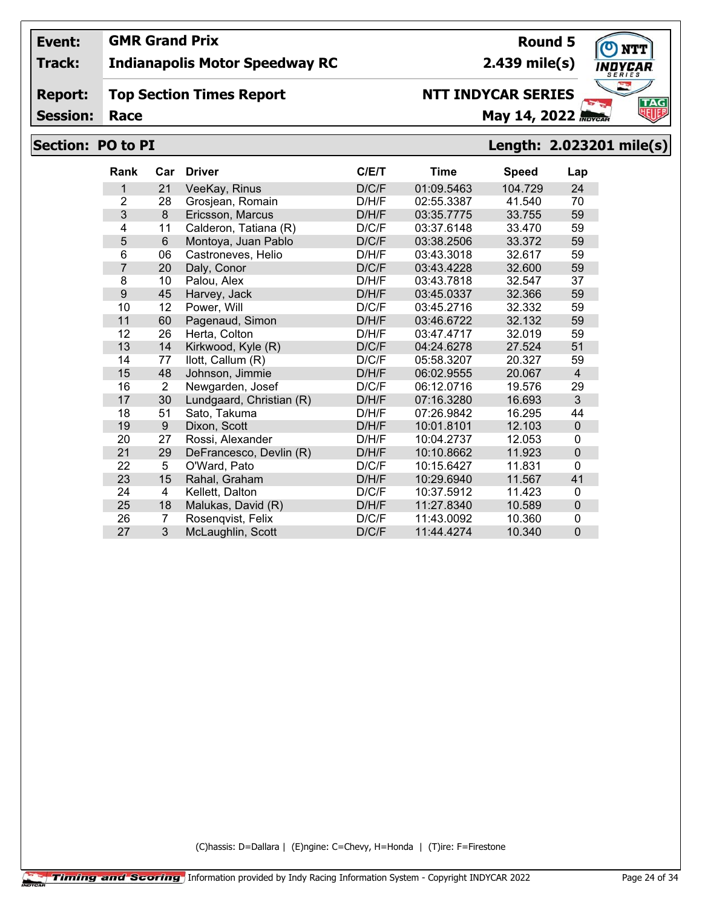| | | | |
|---|---|---|---|
| **Event:** | **GMR Grand Prix** | **Round 5** | |
| **Track:** | **Indianapolis Motor Speedway RC** | **2.439 mile(s)** | |
| **Report:** | **Top Section Times Report** | **NTT INDYCAR SERIES** | |
| **Session:** | **Race** | **May 14, 2022** | |

## Section: PO to PI — Length: 2.023201 mile(s)

| Rank | Car | Driver | C/E/T | Time | Speed | Lap |
|---|---|---|---|---|---|---|
| 1 | 21 | VeeKay, Rinus | D/C/F | 01:09.5463 | 104.729 | 24 |
| 2 | 28 | Grosjean, Romain | D/H/F | 02:55.3387 | 41.540 | 70 |
| 3 | 8 | Ericsson, Marcus | D/H/F | 03:35.7775 | 33.755 | 59 |
| 4 | 11 | Calderon, Tatiana (R) | D/C/F | 03:37.6148 | 33.470 | 59 |
| 5 | 6 | Montoya, Juan Pablo | D/C/F | 03:38.2506 | 33.372 | 59 |
| 6 | 06 | Castroneves, Helio | D/H/F | 03:43.3018 | 32.617 | 59 |
| 7 | 20 | Daly, Conor | D/C/F | 03:43.4228 | 32.600 | 59 |
| 8 | 10 | Palou, Alex | D/H/F | 03:43.7818 | 32.547 | 37 |
| 9 | 45 | Harvey, Jack | D/H/F | 03:45.0337 | 32.366 | 59 |
| 10 | 12 | Power, Will | D/C/F | 03:45.2716 | 32.332 | 59 |
| 11 | 60 | Pagenaud, Simon | D/H/F | 03:46.6722 | 32.132 | 59 |
| 12 | 26 | Herta, Colton | D/H/F | 03:47.4717 | 32.019 | 59 |
| 13 | 14 | Kirkwood, Kyle (R) | D/C/F | 04:24.6278 | 27.524 | 51 |
| 14 | 77 | Ilott, Callum (R) | D/C/F | 05:58.3207 | 20.327 | 59 |
| 15 | 48 | Johnson, Jimmie | D/H/F | 06:02.9555 | 20.067 | 4 |
| 16 | 2 | Newgarden, Josef | D/C/F | 06:12.0716 | 19.576 | 29 |
| 17 | 30 | Lundgaard, Christian (R) | D/H/F | 07:16.3280 | 16.693 | 3 |
| 18 | 51 | Sato, Takuma | D/H/F | 07:26.9842 | 16.295 | 44 |
| 19 | 9 | Dixon, Scott | D/H/F | 10:01.8101 | 12.103 | 0 |
| 20 | 27 | Rossi, Alexander | D/H/F | 10:04.2737 | 12.053 | 0 |
| 21 | 29 | DeFrancesco, Devlin (R) | D/H/F | 10:10.8662 | 11.923 | 0 |
| 22 | 5 | O'Ward, Pato | D/C/F | 10:15.6427 | 11.831 | 0 |
| 23 | 15 | Rahal, Graham | D/H/F | 10:29.6940 | 11.567 | 41 |
| 24 | 4 | Kellett, Dalton | D/C/F | 10:37.5912 | 11.423 | 0 |
| 25 | 18 | Malukas, David (R) | D/H/F | 11:27.8340 | 10.589 | 0 |
| 26 | 7 | Rosenqvist, Felix | D/C/F | 11:43.0092 | 10.360 | 0 |
| 27 | 3 | McLaughlin, Scott | D/C/F | 11:44.4274 | 10.340 | 0 |

(C)hassis: D=Dallara | (E)ngine: C=Chevy, H=Honda | (T)ire: F=Firestone

Timing and Scoring Information provided by Indy Racing Information System - Copyright INDYCAR 2022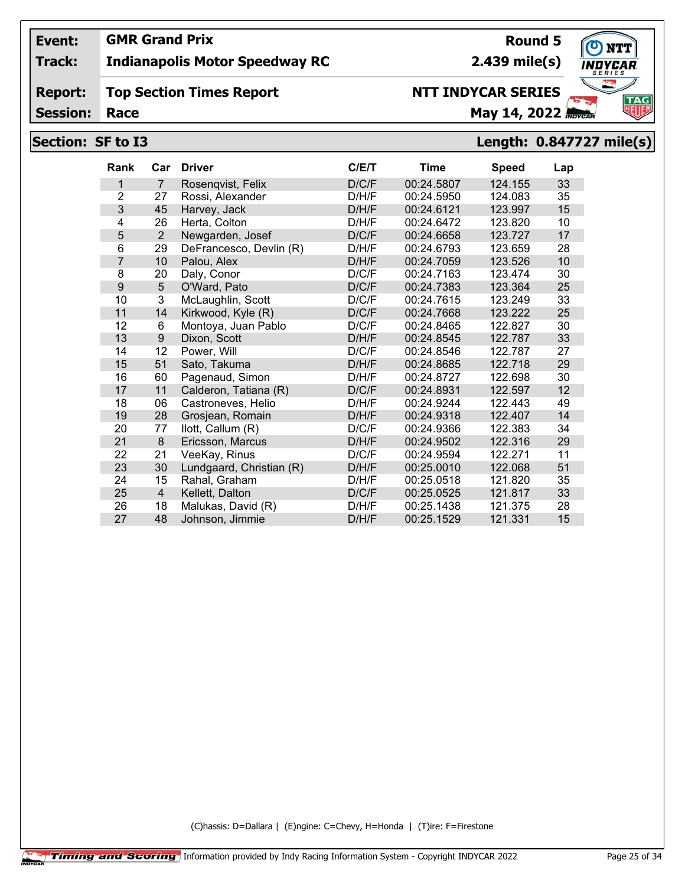**Event:** GMR Grand Prix
**Track:** Indianapolis Motor Speedway RC
**Round 5**
**2.439 mile(s)**

**Report:** Top Section Times Report
**Session:** Race
**NTT INDYCAR SERIES**
**May 14, 2022**

## Section: SF to I3 — Length: 0.847727 mile(s)

| Rank | Car | Driver | C/E/T | Time | Speed | Lap |
|---|---|---|---|---|---|---|
| 1 | 7 | Rosenqvist, Felix | D/C/F | 00:24.5807 | 124.155 | 33 |
| 2 | 27 | Rossi, Alexander | D/H/F | 00:24.5950 | 124.083 | 35 |
| 3 | 45 | Harvey, Jack | D/H/F | 00:24.6121 | 123.997 | 15 |
| 4 | 26 | Herta, Colton | D/H/F | 00:24.6472 | 123.820 | 10 |
| 5 | 2 | Newgarden, Josef | D/C/F | 00:24.6658 | 123.727 | 17 |
| 6 | 29 | DeFrancesco, Devlin (R) | D/H/F | 00:24.6793 | 123.659 | 28 |
| 7 | 10 | Palou, Alex | D/H/F | 00:24.7059 | 123.526 | 10 |
| 8 | 20 | Daly, Conor | D/C/F | 00:24.7163 | 123.474 | 30 |
| 9 | 5 | O'Ward, Pato | D/C/F | 00:24.7383 | 123.364 | 25 |
| 10 | 3 | McLaughlin, Scott | D/C/F | 00:24.7615 | 123.249 | 33 |
| 11 | 14 | Kirkwood, Kyle (R) | D/C/F | 00:24.7668 | 123.222 | 25 |
| 12 | 6 | Montoya, Juan Pablo | D/C/F | 00:24.8465 | 122.827 | 30 |
| 13 | 9 | Dixon, Scott | D/H/F | 00:24.8545 | 122.787 | 33 |
| 14 | 12 | Power, Will | D/C/F | 00:24.8546 | 122.787 | 27 |
| 15 | 51 | Sato, Takuma | D/H/F | 00:24.8685 | 122.718 | 29 |
| 16 | 60 | Pagenaud, Simon | D/H/F | 00:24.8727 | 122.698 | 30 |
| 17 | 11 | Calderon, Tatiana (R) | D/C/F | 00:24.8931 | 122.597 | 12 |
| 18 | 06 | Castroneves, Helio | D/H/F | 00:24.9244 | 122.443 | 49 |
| 19 | 28 | Grosjean, Romain | D/H/F | 00:24.9318 | 122.407 | 14 |
| 20 | 77 | Ilott, Callum (R) | D/C/F | 00:24.9366 | 122.383 | 34 |
| 21 | 8 | Ericsson, Marcus | D/H/F | 00:24.9502 | 122.316 | 29 |
| 22 | 21 | VeeKay, Rinus | D/C/F | 00:24.9594 | 122.271 | 11 |
| 23 | 30 | Lundgaard, Christian (R) | D/H/F | 00:25.0010 | 122.068 | 51 |
| 24 | 15 | Rahal, Graham | D/H/F | 00:25.0518 | 121.820 | 35 |
| 25 | 4 | Kellett, Dalton | D/C/F | 00:25.0525 | 121.817 | 33 |
| 26 | 18 | Malukas, David (R) | D/H/F | 00:25.1438 | 121.375 | 28 |
| 27 | 48 | Johnson, Jimmie | D/H/F | 00:25.1529 | 121.331 | 15 |

(C)hassis: D=Dallara | (E)ngine: C=Chevy, H=Honda | (T)ire: F=Firestone

Timing and Scoring Information provided by Indy Racing Information System - Copyright INDYCAR 2022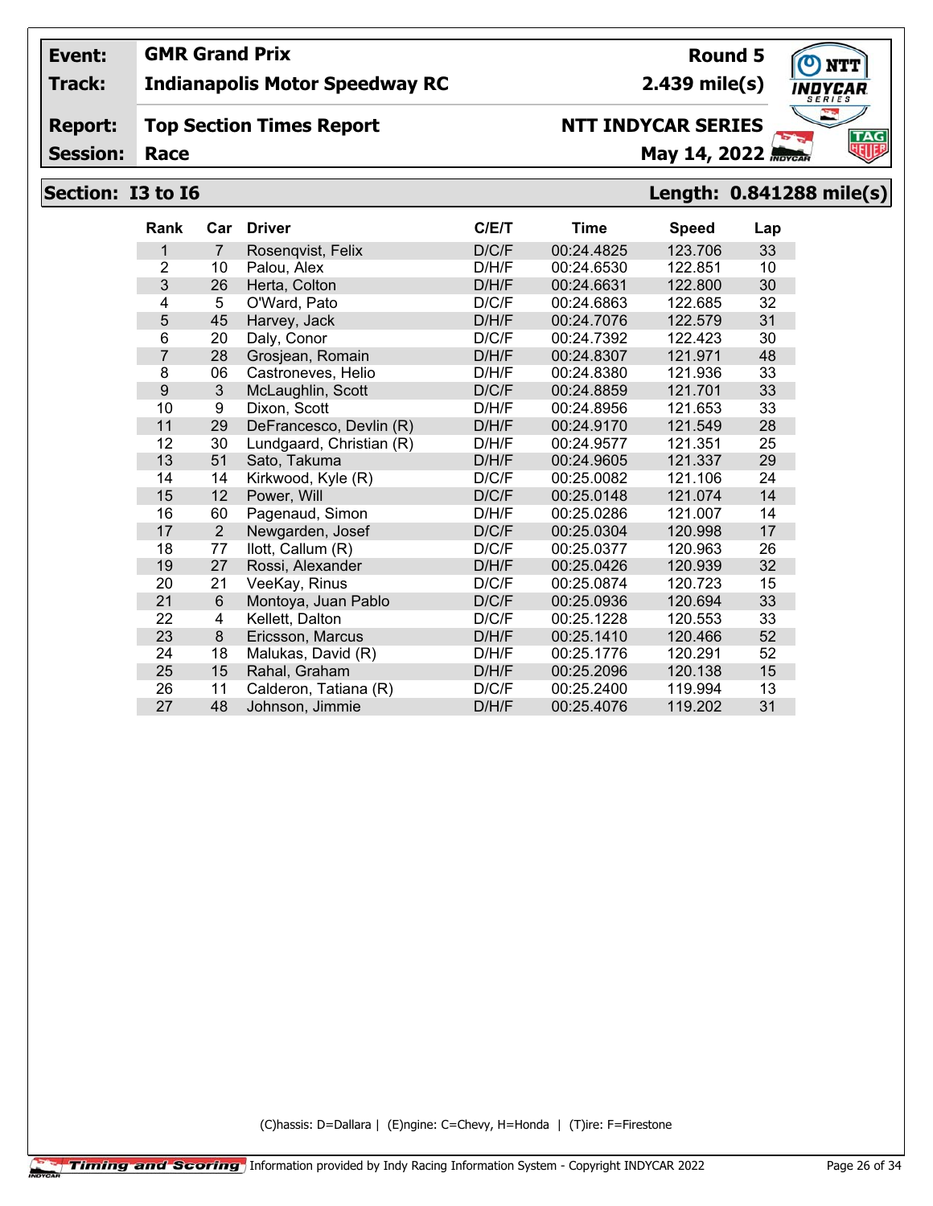| Event: | GMR Grand Prix | Round 5 |
|---|---|---|
| Track: | Indianapolis Motor Speedway RC | 2.439 mile(s) |
| Report: | Top Section Times Report | NTT INDYCAR SERIES |
| Session: | Race | May 14, 2022 |

## Section: I3 to I6 — Length: 0.841288 mile(s)

| Rank | Car | Driver | C/E/T | Time | Speed | Lap |
|---|---|---|---|---|---|---|
| 1 | 7 | Rosenqvist, Felix | D/C/F | 00:24.4825 | 123.706 | 33 |
| 2 | 10 | Palou, Alex | D/H/F | 00:24.6530 | 122.851 | 10 |
| 3 | 26 | Herta, Colton | D/H/F | 00:24.6631 | 122.800 | 30 |
| 4 | 5 | O'Ward, Pato | D/C/F | 00:24.6863 | 122.685 | 32 |
| 5 | 45 | Harvey, Jack | D/H/F | 00:24.7076 | 122.579 | 31 |
| 6 | 20 | Daly, Conor | D/C/F | 00:24.7392 | 122.423 | 30 |
| 7 | 28 | Grosjean, Romain | D/H/F | 00:24.8307 | 121.971 | 48 |
| 8 | 06 | Castroneves, Helio | D/H/F | 00:24.8380 | 121.936 | 33 |
| 9 | 3 | McLaughlin, Scott | D/C/F | 00:24.8859 | 121.701 | 33 |
| 10 | 9 | Dixon, Scott | D/H/F | 00:24.8956 | 121.653 | 33 |
| 11 | 29 | DeFrancesco, Devlin (R) | D/H/F | 00:24.9170 | 121.549 | 28 |
| 12 | 30 | Lundgaard, Christian (R) | D/H/F | 00:24.9577 | 121.351 | 25 |
| 13 | 51 | Sato, Takuma | D/H/F | 00:24.9605 | 121.337 | 29 |
| 14 | 14 | Kirkwood, Kyle (R) | D/C/F | 00:25.0082 | 121.106 | 24 |
| 15 | 12 | Power, Will | D/C/F | 00:25.0148 | 121.074 | 14 |
| 16 | 60 | Pagenaud, Simon | D/H/F | 00:25.0286 | 121.007 | 14 |
| 17 | 2 | Newgarden, Josef | D/C/F | 00:25.0304 | 120.998 | 17 |
| 18 | 77 | Ilott, Callum (R) | D/C/F | 00:25.0377 | 120.963 | 26 |
| 19 | 27 | Rossi, Alexander | D/H/F | 00:25.0426 | 120.939 | 32 |
| 20 | 21 | VeeKay, Rinus | D/C/F | 00:25.0874 | 120.723 | 15 |
| 21 | 6 | Montoya, Juan Pablo | D/C/F | 00:25.0936 | 120.694 | 33 |
| 22 | 4 | Kellett, Dalton | D/C/F | 00:25.1228 | 120.553 | 33 |
| 23 | 8 | Ericsson, Marcus | D/H/F | 00:25.1410 | 120.466 | 52 |
| 24 | 18 | Malukas, David (R) | D/H/F | 00:25.1776 | 120.291 | 52 |
| 25 | 15 | Rahal, Graham | D/H/F | 00:25.2096 | 120.138 | 15 |
| 26 | 11 | Calderon, Tatiana (R) | D/C/F | 00:25.2400 | 119.994 | 13 |
| 27 | 48 | Johnson, Jimmie | D/H/F | 00:25.4076 | 119.202 | 31 |

(C)hassis: D=Dallara | (E)ngine: C=Chevy, H=Honda | (T)ire: F=Firestone

Timing and Scoring Information provided by Indy Racing Information System - Copyright INDYCAR 2022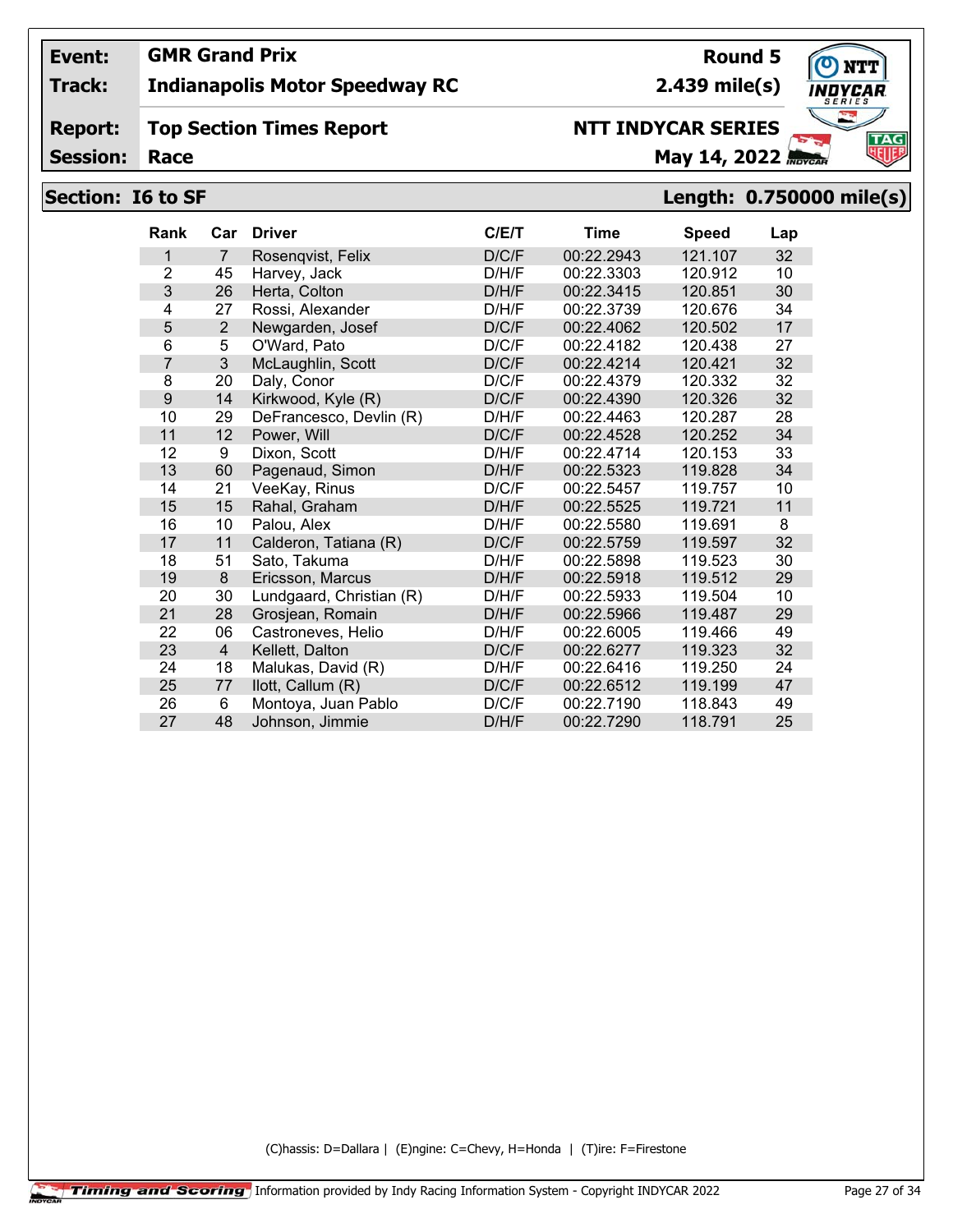| Event: | GMR Grand Prix | Round 5 |
|---|---|---|
| Track: | Indianapolis Motor Speedway RC | 2.439 mile(s) |
| Report: | Top Section Times Report | NTT INDYCAR SERIES |
| Session: | Race | May 14, 2022 |

## Section: I6 to SF

**Length: 0.750000 mile(s)**

| Rank | Car | Driver | C/E/T | Time | Speed | Lap |
|---|---|---|---|---|---|---|
| 1 | 7 | Rosenqvist, Felix | D/C/F | 00:22.2943 | 121.107 | 32 |
| 2 | 45 | Harvey, Jack | D/H/F | 00:22.3303 | 120.912 | 10 |
| 3 | 26 | Herta, Colton | D/H/F | 00:22.3415 | 120.851 | 30 |
| 4 | 27 | Rossi, Alexander | D/H/F | 00:22.3739 | 120.676 | 34 |
| 5 | 2 | Newgarden, Josef | D/C/F | 00:22.4062 | 120.502 | 17 |
| 6 | 5 | O'Ward, Pato | D/C/F | 00:22.4182 | 120.438 | 27 |
| 7 | 3 | McLaughlin, Scott | D/C/F | 00:22.4214 | 120.421 | 32 |
| 8 | 20 | Daly, Conor | D/C/F | 00:22.4379 | 120.332 | 32 |
| 9 | 14 | Kirkwood, Kyle (R) | D/C/F | 00:22.4390 | 120.326 | 32 |
| 10 | 29 | DeFrancesco, Devlin (R) | D/H/F | 00:22.4463 | 120.287 | 28 |
| 11 | 12 | Power, Will | D/C/F | 00:22.4528 | 120.252 | 34 |
| 12 | 9 | Dixon, Scott | D/H/F | 00:22.4714 | 120.153 | 33 |
| 13 | 60 | Pagenaud, Simon | D/H/F | 00:22.5323 | 119.828 | 34 |
| 14 | 21 | VeeKay, Rinus | D/C/F | 00:22.5457 | 119.757 | 10 |
| 15 | 15 | Rahal, Graham | D/H/F | 00:22.5525 | 119.721 | 11 |
| 16 | 10 | Palou, Alex | D/H/F | 00:22.5580 | 119.691 | 8 |
| 17 | 11 | Calderon, Tatiana (R) | D/C/F | 00:22.5759 | 119.597 | 32 |
| 18 | 51 | Sato, Takuma | D/H/F | 00:22.5898 | 119.523 | 30 |
| 19 | 8 | Ericsson, Marcus | D/H/F | 00:22.5918 | 119.512 | 29 |
| 20 | 30 | Lundgaard, Christian (R) | D/H/F | 00:22.5933 | 119.504 | 10 |
| 21 | 28 | Grosjean, Romain | D/H/F | 00:22.5966 | 119.487 | 29 |
| 22 | 06 | Castroneves, Helio | D/H/F | 00:22.6005 | 119.466 | 49 |
| 23 | 4 | Kellett, Dalton | D/C/F | 00:22.6277 | 119.323 | 32 |
| 24 | 18 | Malukas, David (R) | D/H/F | 00:22.6416 | 119.250 | 24 |
| 25 | 77 | Ilott, Callum (R) | D/C/F | 00:22.6512 | 119.199 | 47 |
| 26 | 6 | Montoya, Juan Pablo | D/C/F | 00:22.7190 | 118.843 | 49 |
| 27 | 48 | Johnson, Jimmie | D/H/F | 00:22.7290 | 118.791 | 25 |

(C)hassis: D=Dallara | (E)ngine: C=Chevy, H=Honda | (T)ire: F=Firestone

Timing and Scoring | Information provided by Indy Racing Information System - Copyright INDYCAR 2022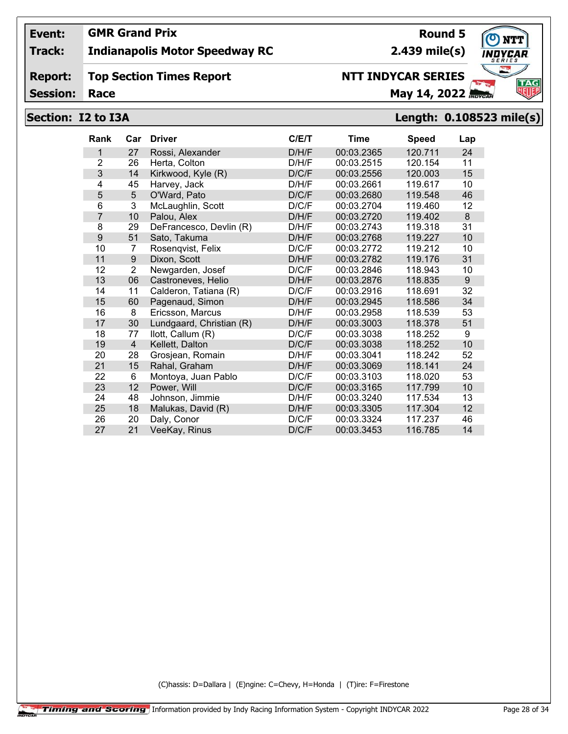**Event:** GMR Grand Prix
**Track:** Indianapolis Motor Speedway RC
**Report:** Top Section Times Report
**Session:** Race

**Round 5**
**2.439 mile(s)**
**NTT INDYCAR SERIES**
**May 14, 2022**

## Section: I2 to I3A

**Length: 0.108523 mile(s)**

| Rank | Car | Driver | C/E/T | Time | Speed | Lap |
|---|---|---|---|---|---|---|
| 1 | 27 | Rossi, Alexander | D/H/F | 00:03.2365 | 120.711 | 24 |
| 2 | 26 | Herta, Colton | D/H/F | 00:03.2515 | 120.154 | 11 |
| 3 | 14 | Kirkwood, Kyle (R) | D/C/F | 00:03.2556 | 120.003 | 15 |
| 4 | 45 | Harvey, Jack | D/H/F | 00:03.2661 | 119.617 | 10 |
| 5 | 5 | O'Ward, Pato | D/C/F | 00:03.2680 | 119.548 | 46 |
| 6 | 3 | McLaughlin, Scott | D/C/F | 00:03.2704 | 119.460 | 12 |
| 7 | 10 | Palou, Alex | D/H/F | 00:03.2720 | 119.402 | 8 |
| 8 | 29 | DeFrancesco, Devlin (R) | D/H/F | 00:03.2743 | 119.318 | 31 |
| 9 | 51 | Sato, Takuma | D/H/F | 00:03.2768 | 119.227 | 10 |
| 10 | 7 | Rosenqvist, Felix | D/C/F | 00:03.2772 | 119.212 | 10 |
| 11 | 9 | Dixon, Scott | D/H/F | 00:03.2782 | 119.176 | 31 |
| 12 | 2 | Newgarden, Josef | D/C/F | 00:03.2846 | 118.943 | 10 |
| 13 | 06 | Castroneves, Helio | D/H/F | 00:03.2876 | 118.835 | 9 |
| 14 | 11 | Calderon, Tatiana (R) | D/C/F | 00:03.2916 | 118.691 | 32 |
| 15 | 60 | Pagenaud, Simon | D/H/F | 00:03.2945 | 118.586 | 34 |
| 16 | 8 | Ericsson, Marcus | D/H/F | 00:03.2958 | 118.539 | 53 |
| 17 | 30 | Lundgaard, Christian (R) | D/H/F | 00:03.3003 | 118.378 | 51 |
| 18 | 77 | Ilott, Callum (R) | D/C/F | 00:03.3038 | 118.252 | 9 |
| 19 | 4 | Kellett, Dalton | D/C/F | 00:03.3038 | 118.252 | 10 |
| 20 | 28 | Grosjean, Romain | D/H/F | 00:03.3041 | 118.242 | 52 |
| 21 | 15 | Rahal, Graham | D/H/F | 00:03.3069 | 118.141 | 24 |
| 22 | 6 | Montoya, Juan Pablo | D/C/F | 00:03.3103 | 118.020 | 53 |
| 23 | 12 | Power, Will | D/C/F | 00:03.3165 | 117.799 | 10 |
| 24 | 48 | Johnson, Jimmie | D/H/F | 00:03.3240 | 117.534 | 13 |
| 25 | 18 | Malukas, David (R) | D/H/F | 00:03.3305 | 117.304 | 12 |
| 26 | 20 | Daly, Conor | D/C/F | 00:03.3324 | 117.237 | 46 |
| 27 | 21 | VeeKay, Rinus | D/C/F | 00:03.3453 | 116.785 | 14 |

(C)hassis: D=Dallara | (E)ngine: C=Chevy, H=Honda | (T)ire: F=Firestone

Timing and Scoring Information provided by Indy Racing Information System - Copyright INDYCAR 2022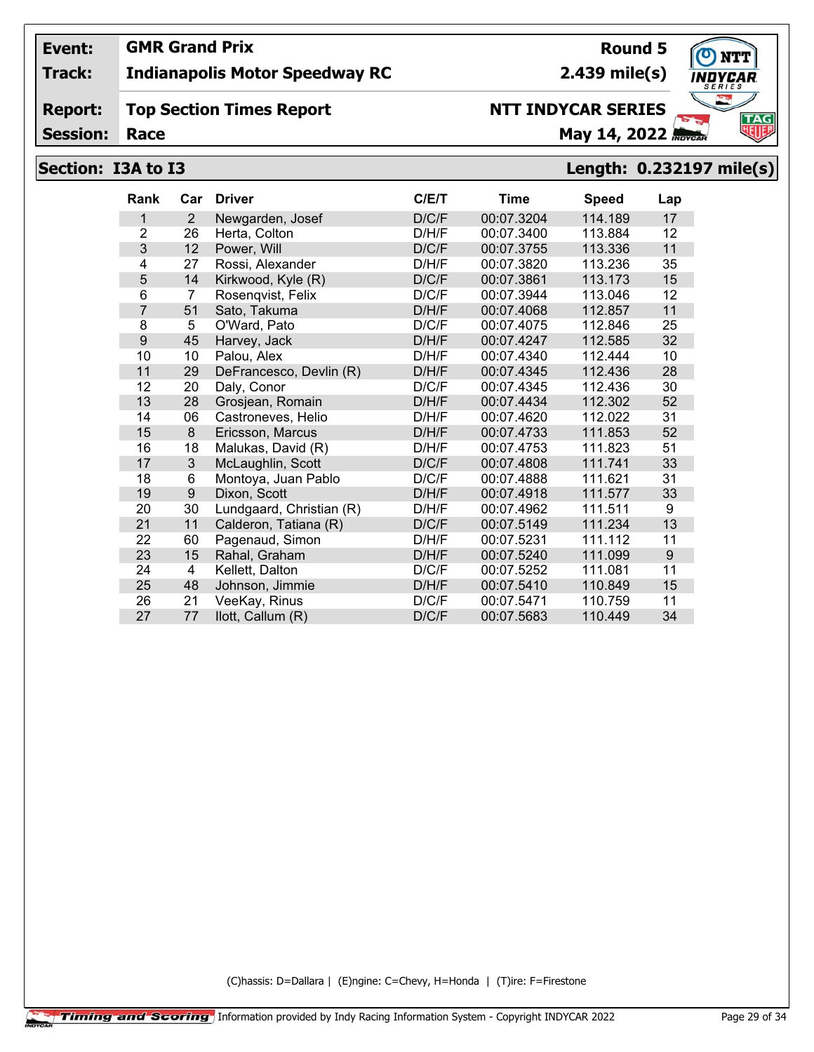**Event:** GMR Grand Prix | **Round 5**

**Track:** Indianapolis Motor Speedway RC | **2.439 mile(s)**

**Report:** Top Section Times Report | **NTT INDYCAR SERIES**

**Session:** Race | **May 14, 2022**

## Section: I3A to I3 — Length: 0.232197 mile(s)

| Rank | Car | Driver | C/E/T | Time | Speed | Lap |
|---|---|---|---|---|---|---|
| 1 | 2 | Newgarden, Josef | D/C/F | 00:07.3204 | 114.189 | 17 |
| 2 | 26 | Herta, Colton | D/H/F | 00:07.3400 | 113.884 | 12 |
| 3 | 12 | Power, Will | D/C/F | 00:07.3755 | 113.336 | 11 |
| 4 | 27 | Rossi, Alexander | D/H/F | 00:07.3820 | 113.236 | 35 |
| 5 | 14 | Kirkwood, Kyle (R) | D/C/F | 00:07.3861 | 113.173 | 15 |
| 6 | 7 | Rosenqvist, Felix | D/C/F | 00:07.3944 | 113.046 | 12 |
| 7 | 51 | Sato, Takuma | D/H/F | 00:07.4068 | 112.857 | 11 |
| 8 | 5 | O'Ward, Pato | D/C/F | 00:07.4075 | 112.846 | 25 |
| 9 | 45 | Harvey, Jack | D/H/F | 00:07.4247 | 112.585 | 32 |
| 10 | 10 | Palou, Alex | D/H/F | 00:07.4340 | 112.444 | 10 |
| 11 | 29 | DeFrancesco, Devlin (R) | D/H/F | 00:07.4345 | 112.436 | 28 |
| 12 | 20 | Daly, Conor | D/C/F | 00:07.4345 | 112.436 | 30 |
| 13 | 28 | Grosjean, Romain | D/H/F | 00:07.4434 | 112.302 | 52 |
| 14 | 06 | Castroneves, Helio | D/H/F | 00:07.4620 | 112.022 | 31 |
| 15 | 8 | Ericsson, Marcus | D/H/F | 00:07.4733 | 111.853 | 52 |
| 16 | 18 | Malukas, David (R) | D/H/F | 00:07.4753 | 111.823 | 51 |
| 17 | 3 | McLaughlin, Scott | D/C/F | 00:07.4808 | 111.741 | 33 |
| 18 | 6 | Montoya, Juan Pablo | D/C/F | 00:07.4888 | 111.621 | 31 |
| 19 | 9 | Dixon, Scott | D/H/F | 00:07.4918 | 111.577 | 33 |
| 20 | 30 | Lundgaard, Christian (R) | D/H/F | 00:07.4962 | 111.511 | 9 |
| 21 | 11 | Calderon, Tatiana (R) | D/C/F | 00:07.5149 | 111.234 | 13 |
| 22 | 60 | Pagenaud, Simon | D/H/F | 00:07.5231 | 111.112 | 11 |
| 23 | 15 | Rahal, Graham | D/H/F | 00:07.5240 | 111.099 | 9 |
| 24 | 4 | Kellett, Dalton | D/C/F | 00:07.5252 | 111.081 | 11 |
| 25 | 48 | Johnson, Jimmie | D/H/F | 00:07.5410 | 110.849 | 15 |
| 26 | 21 | VeeKay, Rinus | D/C/F | 00:07.5471 | 110.759 | 11 |
| 27 | 77 | Ilott, Callum (R) | D/C/F | 00:07.5683 | 110.449 | 34 |

(C)hassis: D=Dallara | (E)ngine: C=Chevy, H=Honda | (T)ire: F=Firestone

Timing and Scoring — Information provided by Indy Racing Information System - Copyright INDYCAR 2022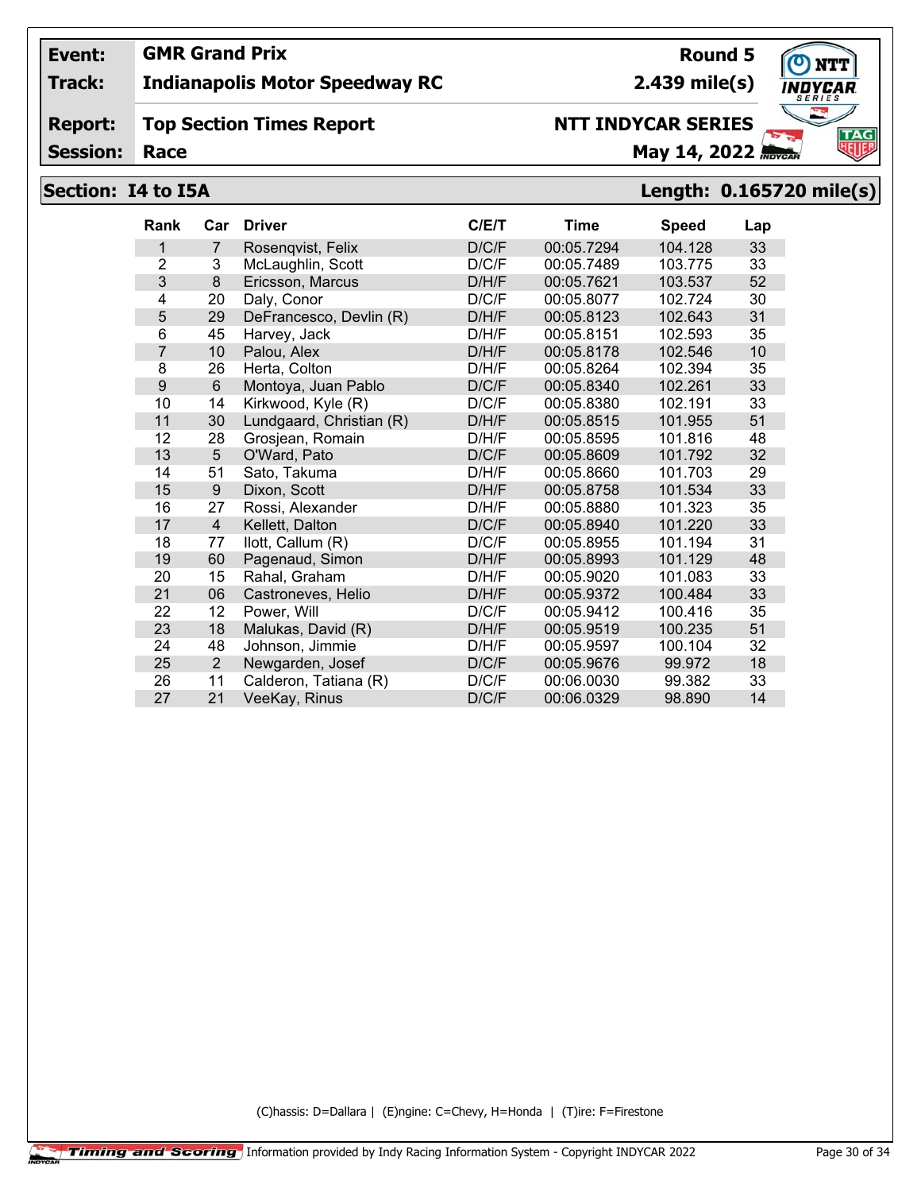| **Event:** | **GMR Grand Prix** | **Round 5** |
|---|---|---|
| **Track:** | **Indianapolis Motor Speedway RC** | **2.439 mile(s)** |
| **Report:** | **Top Section Times Report** | **NTT INDYCAR SERIES** |
| **Session:** | **Race** | **May 14, 2022** |

## Section: I4 to I5A

**Length: 0.165720 mile(s)**

| Rank | Car | Driver | C/E/T | Time | Speed | Lap |
|---|---|---|---|---|---|---|
| 1 | 7 | Rosenqvist, Felix | D/C/F | 00:05.7294 | 104.128 | 33 |
| 2 | 3 | McLaughlin, Scott | D/C/F | 00:05.7489 | 103.775 | 33 |
| 3 | 8 | Ericsson, Marcus | D/H/F | 00:05.7621 | 103.537 | 52 |
| 4 | 20 | Daly, Conor | D/C/F | 00:05.8077 | 102.724 | 30 |
| 5 | 29 | DeFrancesco, Devlin (R) | D/H/F | 00:05.8123 | 102.643 | 31 |
| 6 | 45 | Harvey, Jack | D/H/F | 00:05.8151 | 102.593 | 35 |
| 7 | 10 | Palou, Alex | D/H/F | 00:05.8178 | 102.546 | 10 |
| 8 | 26 | Herta, Colton | D/H/F | 00:05.8264 | 102.394 | 35 |
| 9 | 6 | Montoya, Juan Pablo | D/C/F | 00:05.8340 | 102.261 | 33 |
| 10 | 14 | Kirkwood, Kyle (R) | D/C/F | 00:05.8380 | 102.191 | 33 |
| 11 | 30 | Lundgaard, Christian (R) | D/H/F | 00:05.8515 | 101.955 | 51 |
| 12 | 28 | Grosjean, Romain | D/H/F | 00:05.8595 | 101.816 | 48 |
| 13 | 5 | O'Ward, Pato | D/C/F | 00:05.8609 | 101.792 | 32 |
| 14 | 51 | Sato, Takuma | D/H/F | 00:05.8660 | 101.703 | 29 |
| 15 | 9 | Dixon, Scott | D/H/F | 00:05.8758 | 101.534 | 33 |
| 16 | 27 | Rossi, Alexander | D/H/F | 00:05.8880 | 101.323 | 35 |
| 17 | 4 | Kellett, Dalton | D/C/F | 00:05.8940 | 101.220 | 33 |
| 18 | 77 | Ilott, Callum (R) | D/C/F | 00:05.8955 | 101.194 | 31 |
| 19 | 60 | Pagenaud, Simon | D/H/F | 00:05.8993 | 101.129 | 48 |
| 20 | 15 | Rahal, Graham | D/H/F | 00:05.9020 | 101.083 | 33 |
| 21 | 06 | Castroneves, Helio | D/H/F | 00:05.9372 | 100.484 | 33 |
| 22 | 12 | Power, Will | D/C/F | 00:05.9412 | 100.416 | 35 |
| 23 | 18 | Malukas, David (R) | D/H/F | 00:05.9519 | 100.235 | 51 |
| 24 | 48 | Johnson, Jimmie | D/H/F | 00:05.9597 | 100.104 | 32 |
| 25 | 2 | Newgarden, Josef | D/C/F | 00:05.9676 | 99.972 | 18 |
| 26 | 11 | Calderon, Tatiana (R) | D/C/F | 00:06.0030 | 99.382 | 33 |
| 27 | 21 | VeeKay, Rinus | D/C/F | 00:06.0329 | 98.890 | 14 |

(C)hassis: D=Dallara | (E)ngine: C=Chevy, H=Honda | (T)ire: F=Firestone

Timing and Scoring | Information provided by Indy Racing Information System - Copyright INDYCAR 2022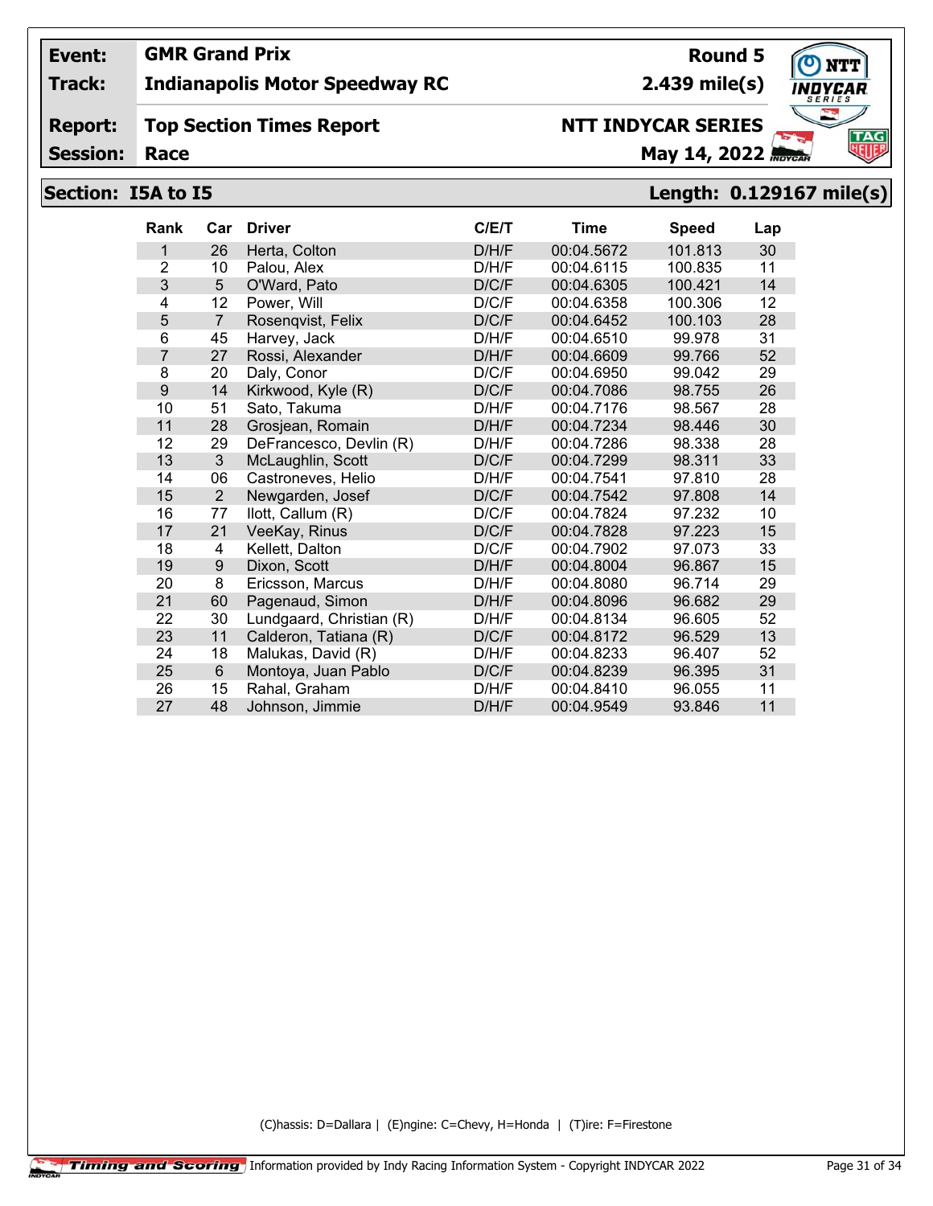**Event:** GMR Grand Prix
**Track:** Indianapolis Motor Speedway RC — 2.439 mile(s)
**Report:** Top Section Times Report — Round 5
**Session:** Race — NTT INDYCAR SERIES — May 14, 2022

## Section: I5A to I5 — Length: 0.129167 mile(s)

| Rank | Car | Driver | C/E/T | Time | Speed | Lap |
|---|---|---|---|---|---|---|
| 1 | 26 | Herta, Colton | D/H/F | 00:04.5672 | 101.813 | 30 |
| 2 | 10 | Palou, Alex | D/H/F | 00:04.6115 | 100.835 | 11 |
| 3 | 5 | O'Ward, Pato | D/C/F | 00:04.6305 | 100.421 | 14 |
| 4 | 12 | Power, Will | D/C/F | 00:04.6358 | 100.306 | 12 |
| 5 | 7 | Rosenqvist, Felix | D/C/F | 00:04.6452 | 100.103 | 28 |
| 6 | 45 | Harvey, Jack | D/H/F | 00:04.6510 | 99.978 | 31 |
| 7 | 27 | Rossi, Alexander | D/H/F | 00:04.6609 | 99.766 | 52 |
| 8 | 20 | Daly, Conor | D/C/F | 00:04.6950 | 99.042 | 29 |
| 9 | 14 | Kirkwood, Kyle (R) | D/C/F | 00:04.7086 | 98.755 | 26 |
| 10 | 51 | Sato, Takuma | D/H/F | 00:04.7176 | 98.567 | 28 |
| 11 | 28 | Grosjean, Romain | D/H/F | 00:04.7234 | 98.446 | 30 |
| 12 | 29 | DeFrancesco, Devlin (R) | D/H/F | 00:04.7286 | 98.338 | 28 |
| 13 | 3 | McLaughlin, Scott | D/C/F | 00:04.7299 | 98.311 | 33 |
| 14 | 06 | Castroneves, Helio | D/H/F | 00:04.7541 | 97.810 | 28 |
| 15 | 2 | Newgarden, Josef | D/C/F | 00:04.7542 | 97.808 | 14 |
| 16 | 77 | Ilott, Callum (R) | D/C/F | 00:04.7824 | 97.232 | 10 |
| 17 | 21 | VeeKay, Rinus | D/C/F | 00:04.7828 | 97.223 | 15 |
| 18 | 4 | Kellett, Dalton | D/C/F | 00:04.7902 | 97.073 | 33 |
| 19 | 9 | Dixon, Scott | D/H/F | 00:04.8004 | 96.867 | 15 |
| 20 | 8 | Ericsson, Marcus | D/H/F | 00:04.8080 | 96.714 | 29 |
| 21 | 60 | Pagenaud, Simon | D/H/F | 00:04.8096 | 96.682 | 29 |
| 22 | 30 | Lundgaard, Christian (R) | D/H/F | 00:04.8134 | 96.605 | 52 |
| 23 | 11 | Calderon, Tatiana (R) | D/C/F | 00:04.8172 | 96.529 | 13 |
| 24 | 18 | Malukas, David (R) | D/H/F | 00:04.8233 | 96.407 | 52 |
| 25 | 6 | Montoya, Juan Pablo | D/C/F | 00:04.8239 | 96.395 | 31 |
| 26 | 15 | Rahal, Graham | D/H/F | 00:04.8410 | 96.055 | 11 |
| 27 | 48 | Johnson, Jimmie | D/H/F | 00:04.9549 | 93.846 | 11 |

(C)hassis: D=Dallara | (E)ngine: C=Chevy, H=Honda | (T)ire: F=Firestone

Timing and Scoring — Information provided by Indy Racing Information System - Copyright INDYCAR 2022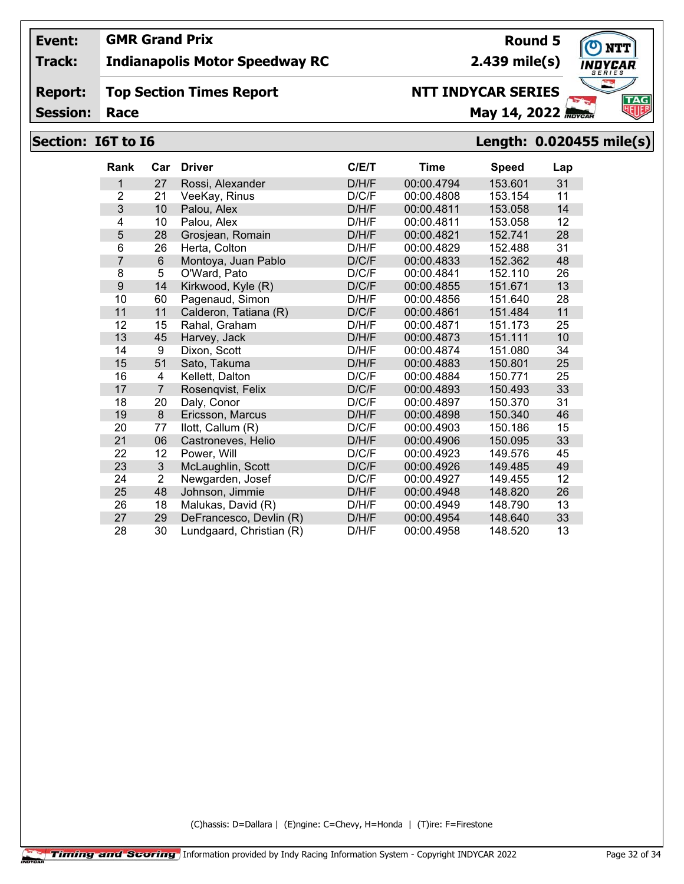**Event:** GMR Grand Prix — Round 5

**Track:** Indianapolis Motor Speedway RC — 2.439 mile(s)

**Report:** Top Section Times Report — NTT INDYCAR SERIES

**Session:** Race — May 14, 2022

## Section: I6T to I6 — Length: 0.020455 mile(s)

| Rank | Car | Driver | C/E/T | Time | Speed | Lap |
|---|---|---|---|---|---|---|
| 1 | 27 | Rossi, Alexander | D/H/F | 00:00.4794 | 153.601 | 31 |
| 2 | 21 | VeeKay, Rinus | D/C/F | 00:00.4808 | 153.154 | 11 |
| 3 | 10 | Palou, Alex | D/H/F | 00:00.4811 | 153.058 | 14 |
| 4 | 10 | Palou, Alex | D/H/F | 00:00.4811 | 153.058 | 12 |
| 5 | 28 | Grosjean, Romain | D/H/F | 00:00.4821 | 152.741 | 28 |
| 6 | 26 | Herta, Colton | D/H/F | 00:00.4829 | 152.488 | 31 |
| 7 | 6 | Montoya, Juan Pablo | D/C/F | 00:00.4833 | 152.362 | 48 |
| 8 | 5 | O'Ward, Pato | D/C/F | 00:00.4841 | 152.110 | 26 |
| 9 | 14 | Kirkwood, Kyle (R) | D/C/F | 00:00.4855 | 151.671 | 13 |
| 10 | 60 | Pagenaud, Simon | D/H/F | 00:00.4856 | 151.640 | 28 |
| 11 | 11 | Calderon, Tatiana (R) | D/C/F | 00:00.4861 | 151.484 | 11 |
| 12 | 15 | Rahal, Graham | D/H/F | 00:00.4871 | 151.173 | 25 |
| 13 | 45 | Harvey, Jack | D/H/F | 00:00.4873 | 151.111 | 10 |
| 14 | 9 | Dixon, Scott | D/H/F | 00:00.4874 | 151.080 | 34 |
| 15 | 51 | Sato, Takuma | D/H/F | 00:00.4883 | 150.801 | 25 |
| 16 | 4 | Kellett, Dalton | D/C/F | 00:00.4884 | 150.771 | 25 |
| 17 | 7 | Rosenqvist, Felix | D/C/F | 00:00.4893 | 150.493 | 33 |
| 18 | 20 | Daly, Conor | D/C/F | 00:00.4897 | 150.370 | 31 |
| 19 | 8 | Ericsson, Marcus | D/H/F | 00:00.4898 | 150.340 | 46 |
| 20 | 77 | Ilott, Callum (R) | D/C/F | 00:00.4903 | 150.186 | 15 |
| 21 | 06 | Castroneves, Helio | D/H/F | 00:00.4906 | 150.095 | 33 |
| 22 | 12 | Power, Will | D/C/F | 00:00.4923 | 149.576 | 45 |
| 23 | 3 | McLaughlin, Scott | D/C/F | 00:00.4926 | 149.485 | 49 |
| 24 | 2 | Newgarden, Josef | D/C/F | 00:00.4927 | 149.455 | 12 |
| 25 | 48 | Johnson, Jimmie | D/H/F | 00:00.4948 | 148.820 | 26 |
| 26 | 18 | Malukas, David (R) | D/H/F | 00:00.4949 | 148.790 | 13 |
| 27 | 29 | DeFrancesco, Devlin (R) | D/H/F | 00:00.4954 | 148.640 | 33 |
| 28 | 30 | Lundgaard, Christian (R) | D/H/F | 00:00.4958 | 148.520 | 13 |

(C)hassis: D=Dallara | (E)ngine: C=Chevy, H=Honda | (T)ire: F=Firestone

Timing and Scoring — Information provided by Indy Racing Information System - Copyright INDYCAR 2022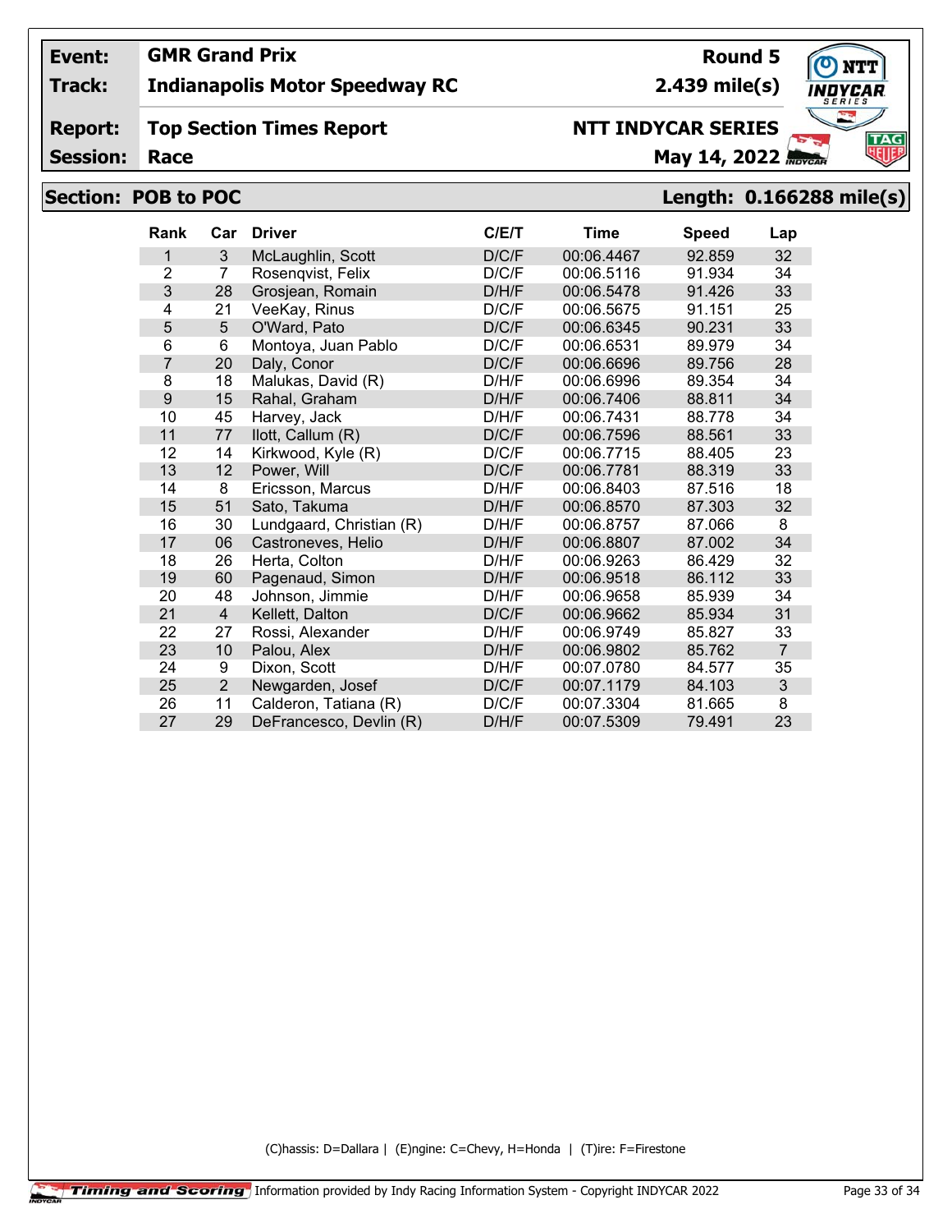| | | | |
|---|---|---|---|
| **Event:** | **GMR Grand Prix** | **Round 5** | |
| **Track:** | **Indianapolis Motor Speedway RC** | **2.439 mile(s)** | |
| **Report:** | **Top Section Times Report** | **NTT INDYCAR SERIES** | |
| **Session:** | **Race** | **May 14, 2022** | |

## Section: POB to POC — Length: 0.166288 mile(s)

| Rank | Car | Driver | C/E/T | Time | Speed | Lap |
|---|---|---|---|---|---|---|
| 1 | 3 | McLaughlin, Scott | D/C/F | 00:06.4467 | 92.859 | 32 |
| 2 | 7 | Rosenqvist, Felix | D/C/F | 00:06.5116 | 91.934 | 34 |
| 3 | 28 | Grosjean, Romain | D/H/F | 00:06.5478 | 91.426 | 33 |
| 4 | 21 | VeeKay, Rinus | D/C/F | 00:06.5675 | 91.151 | 25 |
| 5 | 5 | O'Ward, Pato | D/C/F | 00:06.6345 | 90.231 | 33 |
| 6 | 6 | Montoya, Juan Pablo | D/C/F | 00:06.6531 | 89.979 | 34 |
| 7 | 20 | Daly, Conor | D/C/F | 00:06.6696 | 89.756 | 28 |
| 8 | 18 | Malukas, David (R) | D/H/F | 00:06.6996 | 89.354 | 34 |
| 9 | 15 | Rahal, Graham | D/H/F | 00:06.7406 | 88.811 | 34 |
| 10 | 45 | Harvey, Jack | D/H/F | 00:06.7431 | 88.778 | 34 |
| 11 | 77 | Ilott, Callum (R) | D/C/F | 00:06.7596 | 88.561 | 33 |
| 12 | 14 | Kirkwood, Kyle (R) | D/C/F | 00:06.7715 | 88.405 | 23 |
| 13 | 12 | Power, Will | D/C/F | 00:06.7781 | 88.319 | 33 |
| 14 | 8 | Ericsson, Marcus | D/H/F | 00:06.8403 | 87.516 | 18 |
| 15 | 51 | Sato, Takuma | D/H/F | 00:06.8570 | 87.303 | 32 |
| 16 | 30 | Lundgaard, Christian (R) | D/H/F | 00:06.8757 | 87.066 | 8 |
| 17 | 06 | Castroneves, Helio | D/H/F | 00:06.8807 | 87.002 | 34 |
| 18 | 26 | Herta, Colton | D/H/F | 00:06.9263 | 86.429 | 32 |
| 19 | 60 | Pagenaud, Simon | D/H/F | 00:06.9518 | 86.112 | 33 |
| 20 | 48 | Johnson, Jimmie | D/H/F | 00:06.9658 | 85.939 | 34 |
| 21 | 4 | Kellett, Dalton | D/C/F | 00:06.9662 | 85.934 | 31 |
| 22 | 27 | Rossi, Alexander | D/H/F | 00:06.9749 | 85.827 | 33 |
| 23 | 10 | Palou, Alex | D/H/F | 00:06.9802 | 85.762 | 7 |
| 24 | 9 | Dixon, Scott | D/H/F | 00:07.0780 | 84.577 | 35 |
| 25 | 2 | Newgarden, Josef | D/C/F | 00:07.1179 | 84.103 | 3 |
| 26 | 11 | Calderon, Tatiana (R) | D/C/F | 00:07.3304 | 81.665 | 8 |
| 27 | 29 | DeFrancesco, Devlin (R) | D/H/F | 00:07.5309 | 79.491 | 23 |

(C)hassis: D=Dallara | (E)ngine: C=Chevy, H=Honda | (T)ire: F=Firestone

Information provided by Indy Racing Information System - Copyright INDYCAR 2022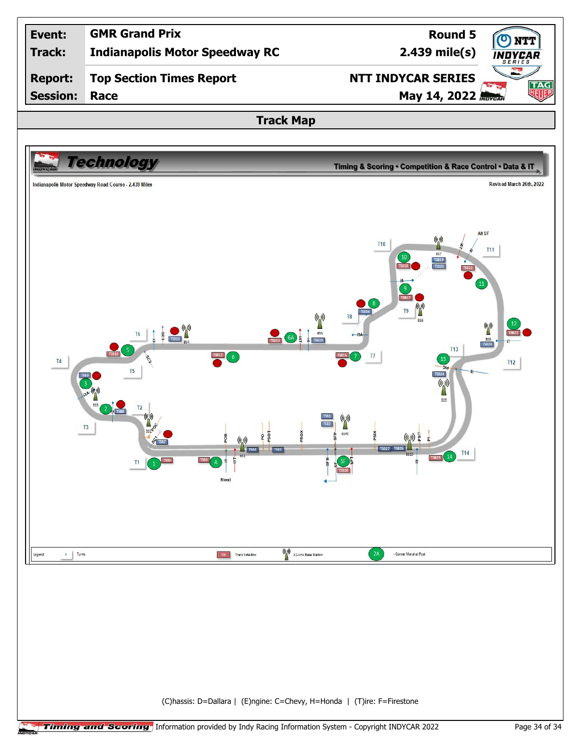| | | | |
|---|---|---|---|
| **Event:** | **GMR Grand Prix** | **Round 5** | |
| **Track:** | **Indianapolis Motor Speedway RC** | **2.439 mile(s)** | |
| **Report:** | **Top Section Times Report** | **NTT INDYCAR SERIES** | |
| **Session:** | **Race** | **May 14, 2022** | |

## Track Map

Technology

Timing & Scoring • Competition & Race Control • Data & IT

Indianapolis Motor Speedway Road Course - 2.439 Miles

Revised March 26th, 2022

Legend: T Turns | TSB Track Side Box | X2-Link Base Station | 2A - Corner Marshal Post

(C)hassis: D=Dallara | (E)ngine: C=Chevy, H=Honda | (T)ire: F=Firestone